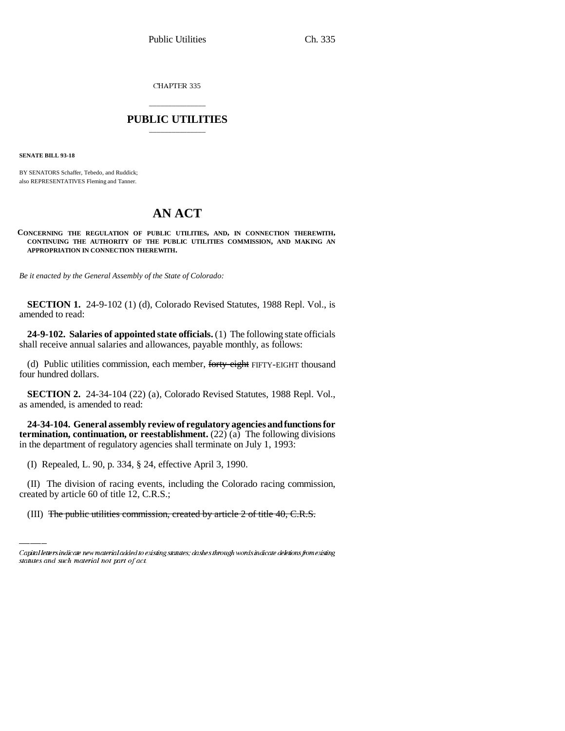CHAPTER 335

# PUBLIC UTILITIES

**SENATE BILL 93-18**

BY SENATORS Schaffer, Tebedo, and Ruddick;
also REPRESENTATIVES Fleming and Tanner.

# AN ACT

**CONCERNING THE REGULATION OF PUBLIC UTILITIES, AND, IN CONNECTION THEREWITH, CONTINUING THE AUTHORITY OF THE PUBLIC UTILITIES COMMISSION, AND MAKING AN APPROPRIATION IN CONNECTION THEREWITH.**

*Be it enacted by the General Assembly of the State of Colorado:*

**SECTION 1.** 24-9-102 (1) (d), Colorado Revised Statutes, 1988 Repl. Vol., is amended to read:

**24-9-102. Salaries of appointed state officials.** (1) The following state officials shall receive annual salaries and allowances, payable monthly, as follows:

(d) Public utilities commission, each member, ~~forty-eight~~ FIFTY-EIGHT thousand four hundred dollars.

**SECTION 2.** 24-34-104 (22) (a), Colorado Revised Statutes, 1988 Repl. Vol., as amended, is amended to read:

**24-34-104. General assembly review of regulatory agencies and functions for termination, continuation, or reestablishment.** (22) (a) The following divisions in the department of regulatory agencies shall terminate on July 1, 1993:

(I) Repealed, L. 90, p. 334, § 24, effective April 3, 1990.

(II) The division of racing events, including the Colorado racing commission, created by article 60 of title 12, C.R.S.;

(III) ~~The public utilities commission, created by article 2 of title 40, C.R.S.~~

Capital letters indicate new material added to existing statutes; dashes through words indicate deletions from existing statutes and such material not part of act.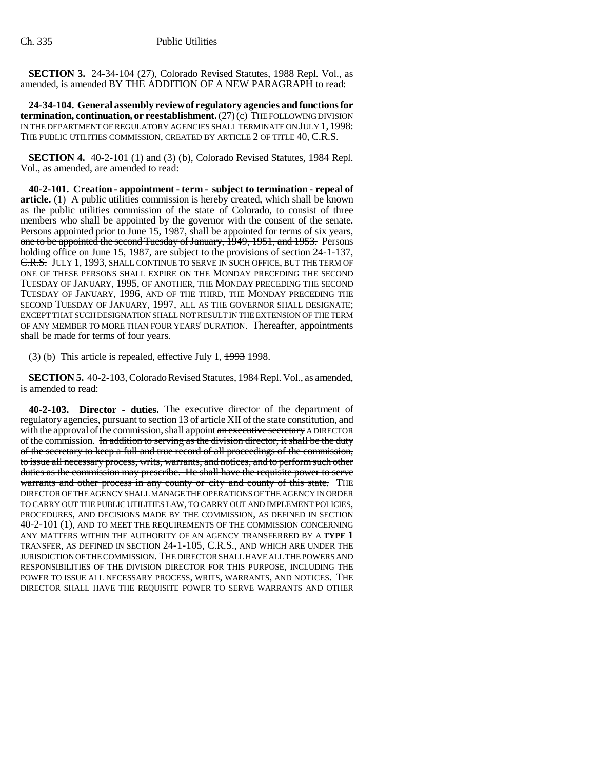**SECTION 3.** 24-34-104 (27), Colorado Revised Statutes, 1988 Repl. Vol., as amended, is amended BY THE ADDITION OF A NEW PARAGRAPH to read:

**24-34-104. General assembly review of regulatory agencies and functions for termination, continuation, or reestablishment.** (27) (c) THE FOLLOWING DIVISION IN THE DEPARTMENT OF REGULATORY AGENCIES SHALL TERMINATE ON JULY 1, 1998: THE PUBLIC UTILITIES COMMISSION, CREATED BY ARTICLE 2 OF TITLE 40, C.R.S.

**SECTION 4.** 40-2-101 (1) and (3) (b), Colorado Revised Statutes, 1984 Repl. Vol., as amended, are amended to read:

**40-2-101. Creation - appointment - term - subject to termination - repeal of article.** (1) A public utilities commission is hereby created, which shall be known as the public utilities commission of the state of Colorado, to consist of three members who shall be appointed by the governor with the consent of the senate. ~~Persons appointed prior to June 15, 1987, shall be appointed for terms of six years, one to be appointed the second Tuesday of January, 1949, 1951, and 1953.~~ Persons holding office on ~~June 15, 1987, are subject to the provisions of section 24-1-137, C.R.S.~~ JULY 1, 1993, SHALL CONTINUE TO SERVE IN SUCH OFFICE, BUT THE TERM OF ONE OF THESE PERSONS SHALL EXPIRE ON THE MONDAY PRECEDING THE SECOND TUESDAY OF JANUARY, 1995, OF ANOTHER, THE MONDAY PRECEDING THE SECOND TUESDAY OF JANUARY, 1996, AND OF THE THIRD, THE MONDAY PRECEDING THE SECOND TUESDAY OF JANUARY, 1997, ALL AS THE GOVERNOR SHALL DESIGNATE; EXCEPT THAT SUCH DESIGNATION SHALL NOT RESULT IN THE EXTENSION OF THE TERM OF ANY MEMBER TO MORE THAN FOUR YEARS' DURATION. Thereafter, appointments shall be made for terms of four years.

(3) (b) This article is repealed, effective July 1, ~~1993~~ 1998.

**SECTION 5.** 40-2-103, Colorado Revised Statutes, 1984 Repl. Vol., as amended, is amended to read:

**40-2-103. Director - duties.** The executive director of the department of regulatory agencies, pursuant to section 13 of article XII of the state constitution, and with the approval of the commission, shall appoint ~~an executive secretary~~ A DIRECTOR of the commission. ~~In addition to serving as the division director, it shall be the duty of the secretary to keep a full and true record of all proceedings of the commission, to issue all necessary process, writs, warrants, and notices, and to perform such other duties as the commission may prescribe. He shall have the requisite power to serve warrants and other process in any county or city and county of this state.~~ THE DIRECTOR OF THE AGENCY SHALL MANAGE THE OPERATIONS OF THE AGENCY IN ORDER TO CARRY OUT THE PUBLIC UTILITIES LAW, TO CARRY OUT AND IMPLEMENT POLICIES, PROCEDURES, AND DECISIONS MADE BY THE COMMISSION, AS DEFINED IN SECTION 40-2-101 (1), AND TO MEET THE REQUIREMENTS OF THE COMMISSION CONCERNING ANY MATTERS WITHIN THE AUTHORITY OF AN AGENCY TRANSFERRED BY A **TYPE 1** TRANSFER, AS DEFINED IN SECTION 24-1-105, C.R.S., AND WHICH ARE UNDER THE JURISDICTION OF THE COMMISSION. THE DIRECTOR SHALL HAVE ALL THE POWERS AND RESPONSIBILITIES OF THE DIVISION DIRECTOR FOR THIS PURPOSE, INCLUDING THE POWER TO ISSUE ALL NECESSARY PROCESS, WRITS, WARRANTS, AND NOTICES. THE DIRECTOR SHALL HAVE THE REQUISITE POWER TO SERVE WARRANTS AND OTHER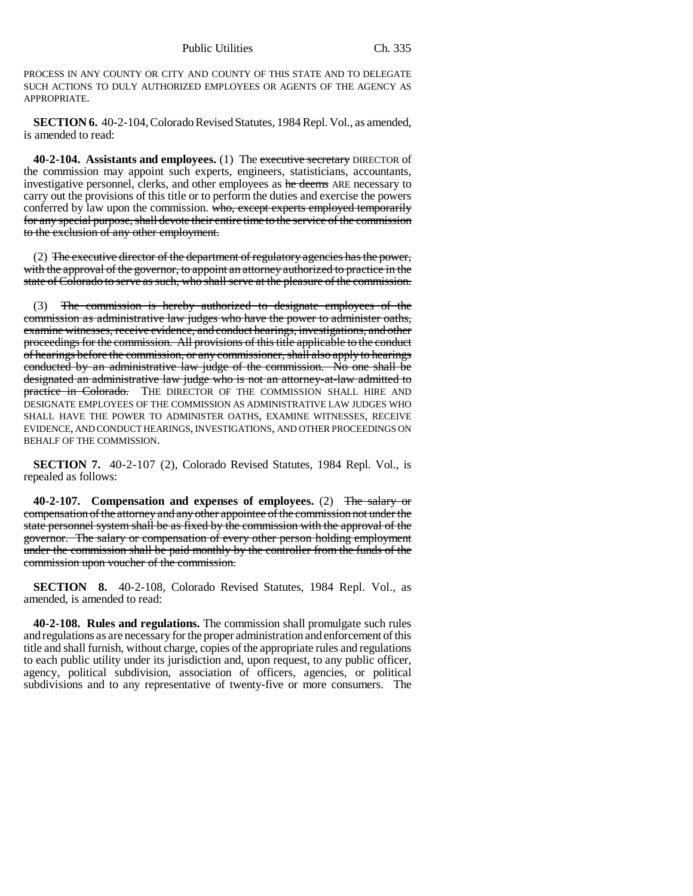PROCESS IN ANY COUNTY OR CITY AND COUNTY OF THIS STATE AND TO DELEGATE SUCH ACTIONS TO DULY AUTHORIZED EMPLOYEES OR AGENTS OF THE AGENCY AS APPROPRIATE.

**SECTION 6.** 40-2-104, Colorado Revised Statutes, 1984 Repl. Vol., as amended, is amended to read:

**40-2-104. Assistants and employees.** (1) The ~~executive secretary~~ DIRECTOR of the commission may appoint such experts, engineers, statisticians, accountants, investigative personnel, clerks, and other employees as ~~he deems~~ ARE necessary to carry out the provisions of this title or to perform the duties and exercise the powers conferred by law upon the commission. ~~who, except experts employed temporarily for any special purpose, shall devote their entire time to the service of the commission to the exclusion of any other employment.~~

(2) ~~The executive director of the department of regulatory agencies has the power, with the approval of the governor, to appoint an attorney authorized to practice in the state of Colorado to serve as such, who shall serve at the pleasure of the commission.~~

(3) ~~The commission is hereby authorized to designate employees of the commission as administrative law judges who have the power to administer oaths, examine witnesses, receive evidence, and conduct hearings, investigations, and other proceedings for the commission. All provisions of this title applicable to the conduct of hearings before the commission, or any commissioner, shall also apply to hearings conducted by an administrative law judge of the commission. No one shall be designated an administrative law judge who is not an attorney-at-law admitted to practice in Colorado.~~ THE DIRECTOR OF THE COMMISSION SHALL HIRE AND DESIGNATE EMPLOYEES OF THE COMMISSION AS ADMINISTRATIVE LAW JUDGES WHO SHALL HAVE THE POWER TO ADMINISTER OATHS, EXAMINE WITNESSES, RECEIVE EVIDENCE, AND CONDUCT HEARINGS, INVESTIGATIONS, AND OTHER PROCEEDINGS ON BEHALF OF THE COMMISSION.

**SECTION 7.** 40-2-107 (2), Colorado Revised Statutes, 1984 Repl. Vol., is repealed as follows:

**40-2-107. Compensation and expenses of employees.** (2) ~~The salary or compensation of the attorney and any other appointee of the commission not under the state personnel system shall be as fixed by the commission with the approval of the governor. The salary or compensation of every other person holding employment under the commission shall be paid monthly by the controller from the funds of the commission upon voucher of the commission.~~

**SECTION 8.** 40-2-108, Colorado Revised Statutes, 1984 Repl. Vol., as amended, is amended to read:

**40-2-108. Rules and regulations.** The commission shall promulgate such rules and regulations as are necessary for the proper administration and enforcement of this title and shall furnish, without charge, copies of the appropriate rules and regulations to each public utility under its jurisdiction and, upon request, to any public officer, agency, political subdivision, association of officers, agencies, or political subdivisions and to any representative of twenty-five or more consumers. The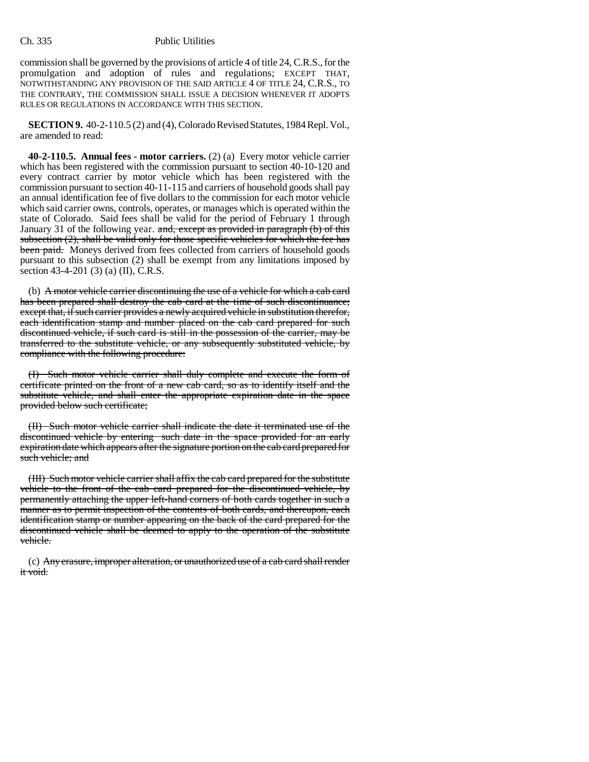commission shall be governed by the provisions of article 4 of title 24, C.R.S., for the promulgation and adoption of rules and regulations; EXCEPT THAT, NOTWITHSTANDING ANY PROVISION OF THE SAID ARTICLE 4 OF TITLE 24, C.R.S., TO THE CONTRARY, THE COMMISSION SHALL ISSUE A DECISION WHENEVER IT ADOPTS RULES OR REGULATIONS IN ACCORDANCE WITH THIS SECTION.

**SECTION 9.** 40-2-110.5 (2) and (4), Colorado Revised Statutes, 1984 Repl. Vol., are amended to read:

**40-2-110.5. Annual fees - motor carriers.** (2) (a) Every motor vehicle carrier which has been registered with the commission pursuant to section 40-10-120 and every contract carrier by motor vehicle which has been registered with the commission pursuant to section 40-11-115 and carriers of household goods shall pay an annual identification fee of five dollars to the commission for each motor vehicle which said carrier owns, controls, operates, or manages which is operated within the state of Colorado. Said fees shall be valid for the period of February 1 through January 31 of the following year. ~~and, except as provided in paragraph (b) of this subsection (2), shall be valid only for those specific vehicles for which the fee has been paid.~~ Moneys derived from fees collected from carriers of household goods pursuant to this subsection (2) shall be exempt from any limitations imposed by section 43-4-201 (3) (a) (II), C.R.S.

(b) ~~A motor vehicle carrier discontinuing the use of a vehicle for which a cab card has been prepared shall destroy the cab card at the time of such discontinuance; except that, if such carrier provides a newly acquired vehicle in substitution therefor, each identification stamp and number placed on the cab card prepared for such discontinued vehicle, if such card is still in the possession of the carrier, may be transferred to the substitute vehicle, or any subsequently substituted vehicle, by compliance with the following procedure:~~

~~(I) Such motor vehicle carrier shall duly complete and execute the form of certificate printed on the front of a new cab card, so as to identify itself and the substitute vehicle, and shall enter the appropriate expiration date in the space provided below such certificate;~~

~~(II) Such motor vehicle carrier shall indicate the date it terminated use of the discontinued vehicle by entering such date in the space provided for an early expiration date which appears after the signature portion on the cab card prepared for such vehicle; and~~

~~(III) Such motor vehicle carrier shall affix the cab card prepared for the substitute vehicle to the front of the cab card prepared for the discontinued vehicle, by permanently attaching the upper left-hand corners of both cards together in such a manner as to permit inspection of the contents of both cards, and thereupon, each identification stamp or number appearing on the back of the card prepared for the discontinued vehicle shall be deemed to apply to the operation of the substitute vehicle.~~

(c) ~~Any erasure, improper alteration, or unauthorized use of a cab card shall render it void.~~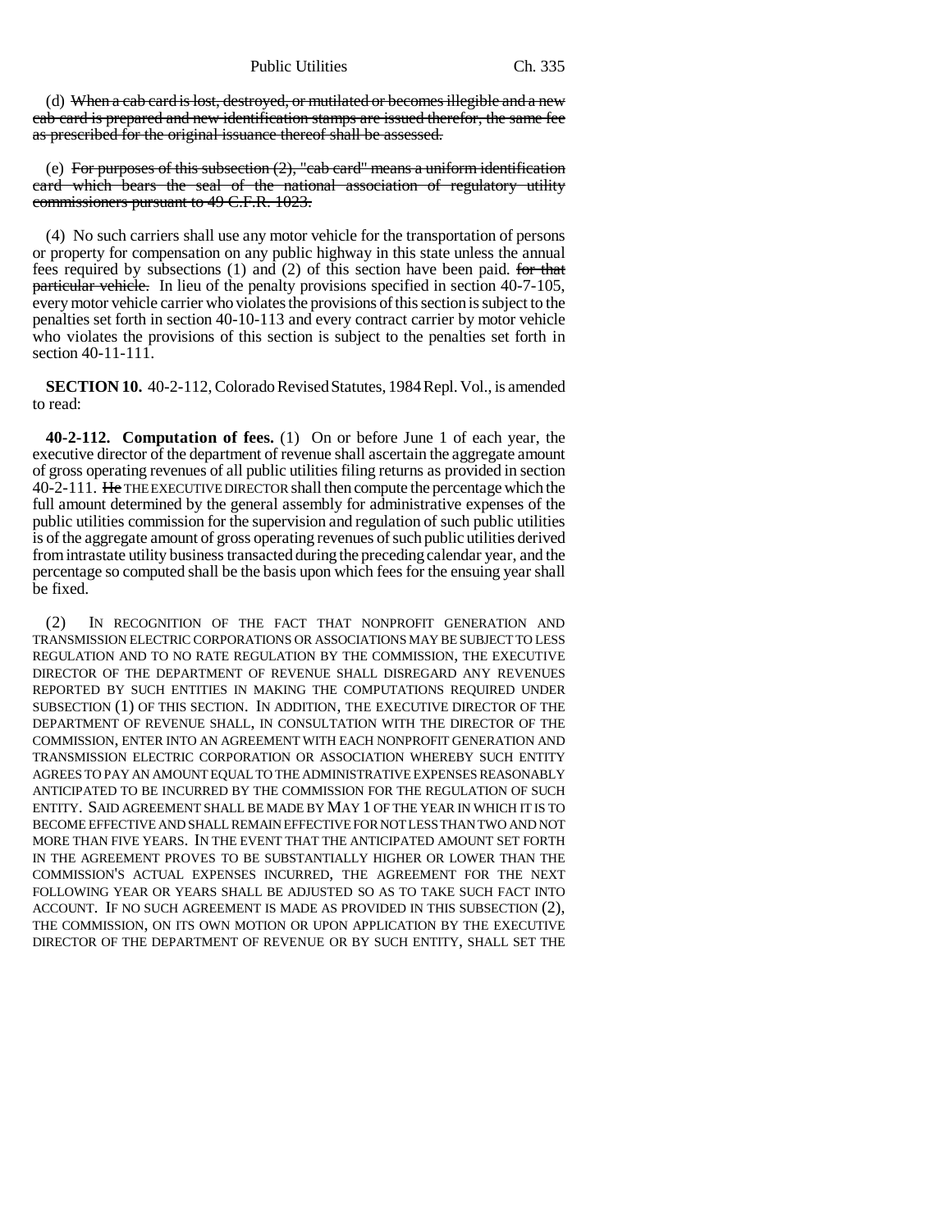(d) ~~When a cab card is lost, destroyed, or mutilated or becomes illegible and a new cab card is prepared and new identification stamps are issued therefor, the same fee as prescribed for the original issuance thereof shall be assessed.~~

(e) ~~For purposes of this subsection (2), "cab card" means a uniform identification card which bears the seal of the national association of regulatory utility commissioners pursuant to 49 C.F.R. 1023.~~

(4) No such carriers shall use any motor vehicle for the transportation of persons or property for compensation on any public highway in this state unless the annual fees required by subsections (1) and (2) of this section have been paid. ~~for that particular vehicle.~~ In lieu of the penalty provisions specified in section 40-7-105, every motor vehicle carrier who violates the provisions of this section is subject to the penalties set forth in section 40-10-113 and every contract carrier by motor vehicle who violates the provisions of this section is subject to the penalties set forth in section 40-11-111.

**SECTION 10.** 40-2-112, Colorado Revised Statutes, 1984 Repl. Vol., is amended to read:

**40-2-112. Computation of fees.** (1) On or before June 1 of each year, the executive director of the department of revenue shall ascertain the aggregate amount of gross operating revenues of all public utilities filing returns as provided in section 40-2-111. ~~He~~ THE EXECUTIVE DIRECTOR shall then compute the percentage which the full amount determined by the general assembly for administrative expenses of the public utilities commission for the supervision and regulation of such public utilities is of the aggregate amount of gross operating revenues of such public utilities derived from intrastate utility business transacted during the preceding calendar year, and the percentage so computed shall be the basis upon which fees for the ensuing year shall be fixed.

(2) IN RECOGNITION OF THE FACT THAT NONPROFIT GENERATION AND TRANSMISSION ELECTRIC CORPORATIONS OR ASSOCIATIONS MAY BE SUBJECT TO LESS REGULATION AND TO NO RATE REGULATION BY THE COMMISSION, THE EXECUTIVE DIRECTOR OF THE DEPARTMENT OF REVENUE SHALL DISREGARD ANY REVENUES REPORTED BY SUCH ENTITIES IN MAKING THE COMPUTATIONS REQUIRED UNDER SUBSECTION (1) OF THIS SECTION. IN ADDITION, THE EXECUTIVE DIRECTOR OF THE DEPARTMENT OF REVENUE SHALL, IN CONSULTATION WITH THE DIRECTOR OF THE COMMISSION, ENTER INTO AN AGREEMENT WITH EACH NONPROFIT GENERATION AND TRANSMISSION ELECTRIC CORPORATION OR ASSOCIATION WHEREBY SUCH ENTITY AGREES TO PAY AN AMOUNT EQUAL TO THE ADMINISTRATIVE EXPENSES REASONABLY ANTICIPATED TO BE INCURRED BY THE COMMISSION FOR THE REGULATION OF SUCH ENTITY. SAID AGREEMENT SHALL BE MADE BY MAY 1 OF THE YEAR IN WHICH IT IS TO BECOME EFFECTIVE AND SHALL REMAIN EFFECTIVE FOR NOT LESS THAN TWO AND NOT MORE THAN FIVE YEARS. IN THE EVENT THAT THE ANTICIPATED AMOUNT SET FORTH IN THE AGREEMENT PROVES TO BE SUBSTANTIALLY HIGHER OR LOWER THAN THE COMMISSION'S ACTUAL EXPENSES INCURRED, THE AGREEMENT FOR THE NEXT FOLLOWING YEAR OR YEARS SHALL BE ADJUSTED SO AS TO TAKE SUCH FACT INTO ACCOUNT. IF NO SUCH AGREEMENT IS MADE AS PROVIDED IN THIS SUBSECTION (2), THE COMMISSION, ON ITS OWN MOTION OR UPON APPLICATION BY THE EXECUTIVE DIRECTOR OF THE DEPARTMENT OF REVENUE OR BY SUCH ENTITY, SHALL SET THE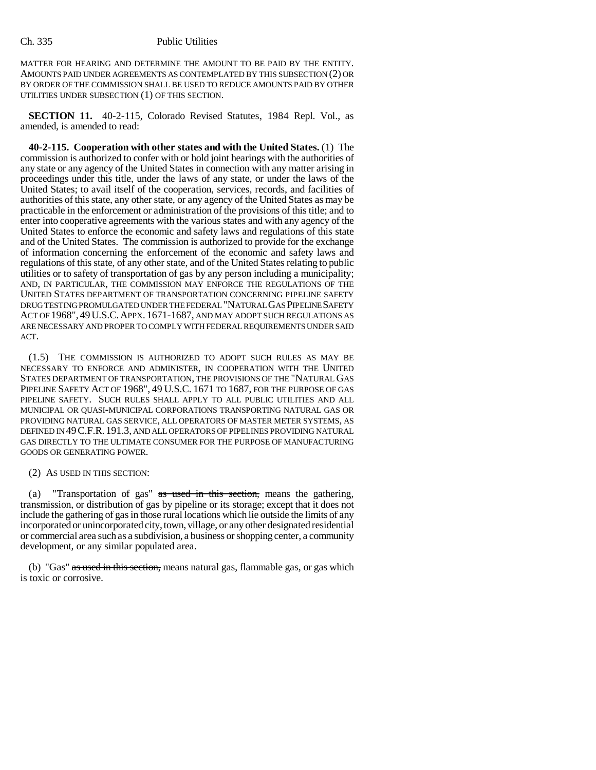MATTER FOR HEARING AND DETERMINE THE AMOUNT TO BE PAID BY THE ENTITY. AMOUNTS PAID UNDER AGREEMENTS AS CONTEMPLATED BY THIS SUBSECTION (2) OR BY ORDER OF THE COMMISSION SHALL BE USED TO REDUCE AMOUNTS PAID BY OTHER UTILITIES UNDER SUBSECTION (1) OF THIS SECTION.

**SECTION 11.** 40-2-115, Colorado Revised Statutes, 1984 Repl. Vol., as amended, is amended to read:

**40-2-115. Cooperation with other states and with the United States.** (1) The commission is authorized to confer with or hold joint hearings with the authorities of any state or any agency of the United States in connection with any matter arising in proceedings under this title, under the laws of any state, or under the laws of the United States; to avail itself of the cooperation, services, records, and facilities of authorities of this state, any other state, or any agency of the United States as may be practicable in the enforcement or administration of the provisions of this title; and to enter into cooperative agreements with the various states and with any agency of the United States to enforce the economic and safety laws and regulations of this state and of the United States. The commission is authorized to provide for the exchange of information concerning the enforcement of the economic and safety laws and regulations of this state, of any other state, and of the United States relating to public utilities or to safety of transportation of gas by any person including a municipality; AND, IN PARTICULAR, THE COMMISSION MAY ENFORCE THE REGULATIONS OF THE UNITED STATES DEPARTMENT OF TRANSPORTATION CONCERNING PIPELINE SAFETY DRUG TESTING PROMULGATED UNDER THE FEDERAL "NATURAL GAS PIPELINE SAFETY ACT OF 1968", 49 U.S.C. APPX. 1671-1687, AND MAY ADOPT SUCH REGULATIONS AS ARE NECESSARY AND PROPER TO COMPLY WITH FEDERAL REQUIREMENTS UNDER SAID ACT.

(1.5) THE COMMISSION IS AUTHORIZED TO ADOPT SUCH RULES AS MAY BE NECESSARY TO ENFORCE AND ADMINISTER, IN COOPERATION WITH THE UNITED STATES DEPARTMENT OF TRANSPORTATION, THE PROVISIONS OF THE "NATURAL GAS PIPELINE SAFETY ACT OF 1968", 49 U.S.C. 1671 TO 1687, FOR THE PURPOSE OF GAS PIPELINE SAFETY. SUCH RULES SHALL APPLY TO ALL PUBLIC UTILITIES AND ALL MUNICIPAL OR QUASI-MUNICIPAL CORPORATIONS TRANSPORTING NATURAL GAS OR PROVIDING NATURAL GAS SERVICE, ALL OPERATORS OF MASTER METER SYSTEMS, AS DEFINED IN 49 C.F.R. 191.3, AND ALL OPERATORS OF PIPELINES PROVIDING NATURAL GAS DIRECTLY TO THE ULTIMATE CONSUMER FOR THE PURPOSE OF MANUFACTURING GOODS OR GENERATING POWER.

(2) AS USED IN THIS SECTION:

(a) "Transportation of gas" ~~as used in this section,~~ means the gathering, transmission, or distribution of gas by pipeline or its storage; except that it does not include the gathering of gas in those rural locations which lie outside the limits of any incorporated or unincorporated city, town, village, or any other designated residential or commercial area such as a subdivision, a business or shopping center, a community development, or any similar populated area.

(b) "Gas" ~~as used in this section,~~ means natural gas, flammable gas, or gas which is toxic or corrosive.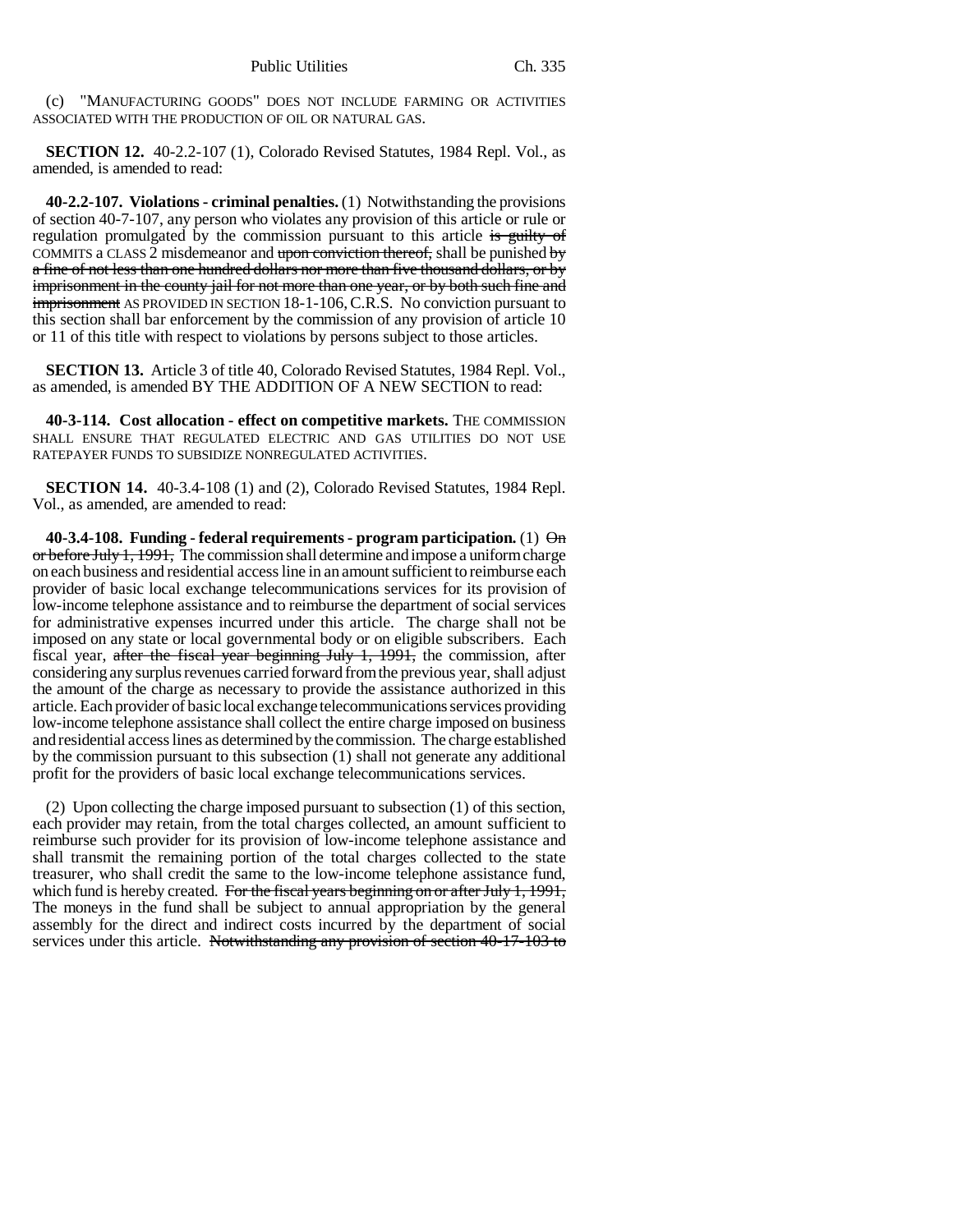(c) "MANUFACTURING GOODS" DOES NOT INCLUDE FARMING OR ACTIVITIES ASSOCIATED WITH THE PRODUCTION OF OIL OR NATURAL GAS.

**SECTION 12.** 40-2.2-107 (1), Colorado Revised Statutes, 1984 Repl. Vol., as amended, is amended to read:

**40-2.2-107. Violations - criminal penalties.** (1) Notwithstanding the provisions of section 40-7-107, any person who violates any provision of this article or rule or regulation promulgated by the commission pursuant to this article ~~is guilty of~~ COMMITS a CLASS 2 misdemeanor and ~~upon conviction thereof,~~ shall be punished ~~by a fine of not less than one hundred dollars nor more than five thousand dollars, or by imprisonment in the county jail for not more than one year, or by both such fine and imprisonment~~ AS PROVIDED IN SECTION 18-1-106, C.R.S. No conviction pursuant to this section shall bar enforcement by the commission of any provision of article 10 or 11 of this title with respect to violations by persons subject to those articles.

**SECTION 13.** Article 3 of title 40, Colorado Revised Statutes, 1984 Repl. Vol., as amended, is amended BY THE ADDITION OF A NEW SECTION to read:

**40-3-114. Cost allocation - effect on competitive markets.** THE COMMISSION SHALL ENSURE THAT REGULATED ELECTRIC AND GAS UTILITIES DO NOT USE RATEPAYER FUNDS TO SUBSIDIZE NONREGULATED ACTIVITIES.

**SECTION 14.** 40-3.4-108 (1) and (2), Colorado Revised Statutes, 1984 Repl. Vol., as amended, are amended to read:

**40-3.4-108. Funding - federal requirements - program participation.** (1) ~~On or before July 1, 1991,~~ The commission shall determine and impose a uniform charge on each business and residential access line in an amount sufficient to reimburse each provider of basic local exchange telecommunications services for its provision of low-income telephone assistance and to reimburse the department of social services for administrative expenses incurred under this article. The charge shall not be imposed on any state or local governmental body or on eligible subscribers. Each fiscal year, ~~after the fiscal year beginning July 1, 1991,~~ the commission, after considering any surplus revenues carried forward from the previous year, shall adjust the amount of the charge as necessary to provide the assistance authorized in this article. Each provider of basic local exchange telecommunications services providing low-income telephone assistance shall collect the entire charge imposed on business and residential access lines as determined by the commission. The charge established by the commission pursuant to this subsection (1) shall not generate any additional profit for the providers of basic local exchange telecommunications services.

(2) Upon collecting the charge imposed pursuant to subsection (1) of this section, each provider may retain, from the total charges collected, an amount sufficient to reimburse such provider for its provision of low-income telephone assistance and shall transmit the remaining portion of the total charges collected to the state treasurer, who shall credit the same to the low-income telephone assistance fund, which fund is hereby created. ~~For the fiscal years beginning on or after July 1, 1991,~~ The moneys in the fund shall be subject to annual appropriation by the general assembly for the direct and indirect costs incurred by the department of social services under this article. ~~Notwithstanding any provision of section 40-17-103 to~~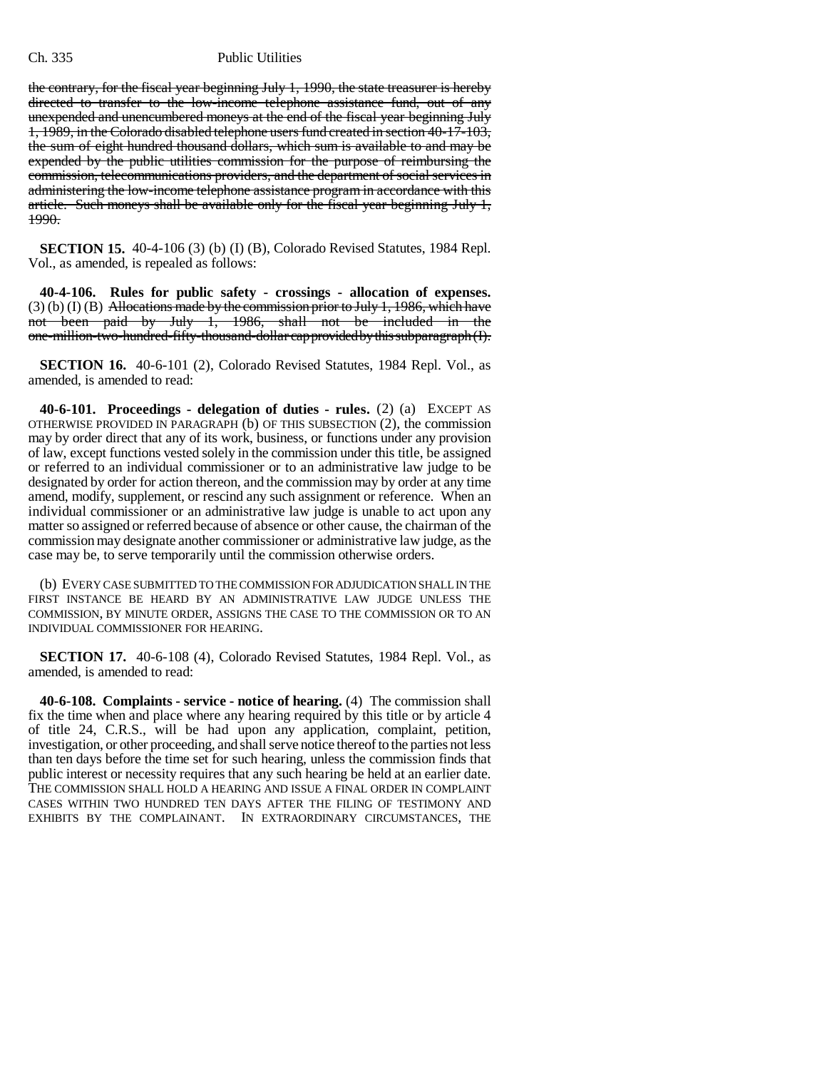~~the contrary, for the fiscal year beginning July 1, 1990, the state treasurer is hereby directed to transfer to the low-income telephone assistance fund, out of any unexpended and unencumbered moneys at the end of the fiscal year beginning July 1, 1989, in the Colorado disabled telephone users fund created in section 40-17-103, the sum of eight hundred thousand dollars, which sum is available to and may be expended by the public utilities commission for the purpose of reimbursing the commission, telecommunications providers, and the department of social services in administering the low-income telephone assistance program in accordance with this article. Such moneys shall be available only for the fiscal year beginning July 1, 1990.~~

**SECTION 15.** 40-4-106 (3) (b) (I) (B), Colorado Revised Statutes, 1984 Repl. Vol., as amended, is repealed as follows:

**40-4-106. Rules for public safety - crossings - allocation of expenses.** (3) (b) (I) (B) ~~Allocations made by the commission prior to July 1, 1986, which have not been paid by July 1, 1986, shall not be included in the one-million-two-hundred-fifty-thousand-dollar cap provided by this subparagraph (I).~~

**SECTION 16.** 40-6-101 (2), Colorado Revised Statutes, 1984 Repl. Vol., as amended, is amended to read:

**40-6-101. Proceedings - delegation of duties - rules.** (2) (a) EXCEPT AS OTHERWISE PROVIDED IN PARAGRAPH (b) OF THIS SUBSECTION (2), the commission may by order direct that any of its work, business, or functions under any provision of law, except functions vested solely in the commission under this title, be assigned or referred to an individual commissioner or to an administrative law judge to be designated by order for action thereon, and the commission may by order at any time amend, modify, supplement, or rescind any such assignment or reference. When an individual commissioner or an administrative law judge is unable to act upon any matter so assigned or referred because of absence or other cause, the chairman of the commission may designate another commissioner or administrative law judge, as the case may be, to serve temporarily until the commission otherwise orders.

(b) EVERY CASE SUBMITTED TO THE COMMISSION FOR ADJUDICATION SHALL IN THE FIRST INSTANCE BE HEARD BY AN ADMINISTRATIVE LAW JUDGE UNLESS THE COMMISSION, BY MINUTE ORDER, ASSIGNS THE CASE TO THE COMMISSION OR TO AN INDIVIDUAL COMMISSIONER FOR HEARING.

**SECTION 17.** 40-6-108 (4), Colorado Revised Statutes, 1984 Repl. Vol., as amended, is amended to read:

**40-6-108. Complaints - service - notice of hearing.** (4) The commission shall fix the time when and place where any hearing required by this title or by article 4 of title 24, C.R.S., will be had upon any application, complaint, petition, investigation, or other proceeding, and shall serve notice thereof to the parties not less than ten days before the time set for such hearing, unless the commission finds that public interest or necessity requires that any such hearing be held at an earlier date. THE COMMISSION SHALL HOLD A HEARING AND ISSUE A FINAL ORDER IN COMPLAINT CASES WITHIN TWO HUNDRED TEN DAYS AFTER THE FILING OF TESTIMONY AND EXHIBITS BY THE COMPLAINANT. IN EXTRAORDINARY CIRCUMSTANCES, THE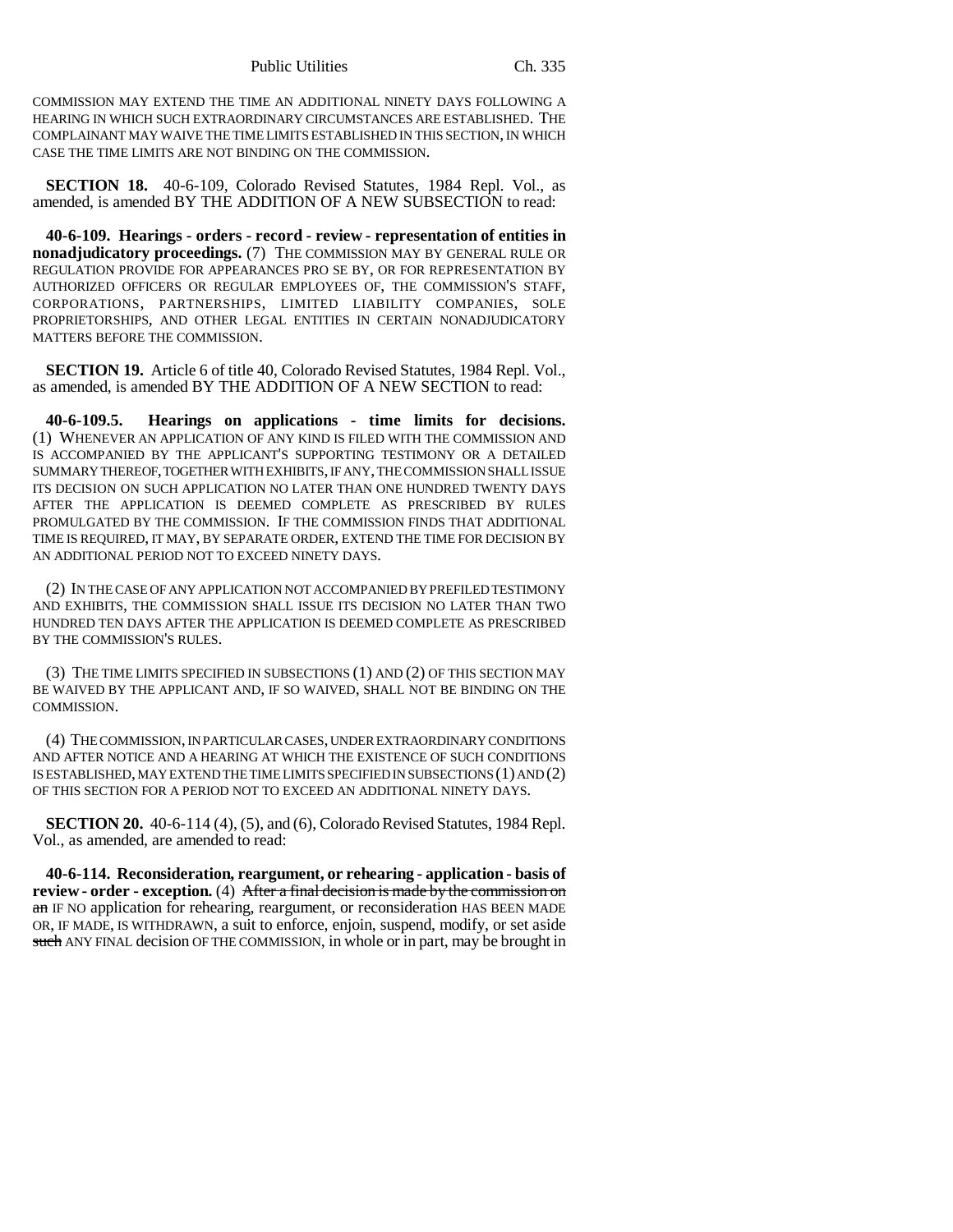COMMISSION MAY EXTEND THE TIME AN ADDITIONAL NINETY DAYS FOLLOWING A HEARING IN WHICH SUCH EXTRAORDINARY CIRCUMSTANCES ARE ESTABLISHED. THE COMPLAINANT MAY WAIVE THE TIME LIMITS ESTABLISHED IN THIS SECTION, IN WHICH CASE THE TIME LIMITS ARE NOT BINDING ON THE COMMISSION.

**SECTION 18.** 40-6-109, Colorado Revised Statutes, 1984 Repl. Vol., as amended, is amended BY THE ADDITION OF A NEW SUBSECTION to read:

**40-6-109. Hearings - orders - record - review - representation of entities in nonadjudicatory proceedings.** (7) THE COMMISSION MAY BY GENERAL RULE OR REGULATION PROVIDE FOR APPEARANCES PRO SE BY, OR FOR REPRESENTATION BY AUTHORIZED OFFICERS OR REGULAR EMPLOYEES OF, THE COMMISSION'S STAFF, CORPORATIONS, PARTNERSHIPS, LIMITED LIABILITY COMPANIES, SOLE PROPRIETORSHIPS, AND OTHER LEGAL ENTITIES IN CERTAIN NONADJUDICATORY MATTERS BEFORE THE COMMISSION.

**SECTION 19.** Article 6 of title 40, Colorado Revised Statutes, 1984 Repl. Vol., as amended, is amended BY THE ADDITION OF A NEW SECTION to read:

**40-6-109.5. Hearings on applications - time limits for decisions.** (1) WHENEVER AN APPLICATION OF ANY KIND IS FILED WITH THE COMMISSION AND IS ACCOMPANIED BY THE APPLICANT'S SUPPORTING TESTIMONY OR A DETAILED SUMMARY THEREOF, TOGETHER WITH EXHIBITS, IF ANY, THE COMMISSION SHALL ISSUE ITS DECISION ON SUCH APPLICATION NO LATER THAN ONE HUNDRED TWENTY DAYS AFTER THE APPLICATION IS DEEMED COMPLETE AS PRESCRIBED BY RULES PROMULGATED BY THE COMMISSION. IF THE COMMISSION FINDS THAT ADDITIONAL TIME IS REQUIRED, IT MAY, BY SEPARATE ORDER, EXTEND THE TIME FOR DECISION BY AN ADDITIONAL PERIOD NOT TO EXCEED NINETY DAYS.

(2) IN THE CASE OF ANY APPLICATION NOT ACCOMPANIED BY PREFILED TESTIMONY AND EXHIBITS, THE COMMISSION SHALL ISSUE ITS DECISION NO LATER THAN TWO HUNDRED TEN DAYS AFTER THE APPLICATION IS DEEMED COMPLETE AS PRESCRIBED BY THE COMMISSION'S RULES.

(3) THE TIME LIMITS SPECIFIED IN SUBSECTIONS (1) AND (2) OF THIS SECTION MAY BE WAIVED BY THE APPLICANT AND, IF SO WAIVED, SHALL NOT BE BINDING ON THE COMMISSION.

(4) THE COMMISSION, IN PARTICULAR CASES, UNDER EXTRAORDINARY CONDITIONS AND AFTER NOTICE AND A HEARING AT WHICH THE EXISTENCE OF SUCH CONDITIONS IS ESTABLISHED, MAY EXTEND THE TIME LIMITS SPECIFIED IN SUBSECTIONS (1) AND (2) OF THIS SECTION FOR A PERIOD NOT TO EXCEED AN ADDITIONAL NINETY DAYS.

**SECTION 20.** 40-6-114 (4), (5), and (6), Colorado Revised Statutes, 1984 Repl. Vol., as amended, are amended to read:

**40-6-114. Reconsideration, reargument, or rehearing - application - basis of review - order - exception.** (4) ~~After a final decision is made by the commission on an~~ IF NO application for rehearing, reargument, or reconsideration HAS BEEN MADE OR, IF MADE, IS WITHDRAWN, a suit to enforce, enjoin, suspend, modify, or set aside ~~such~~ ANY FINAL decision OF THE COMMISSION, in whole or in part, may be brought in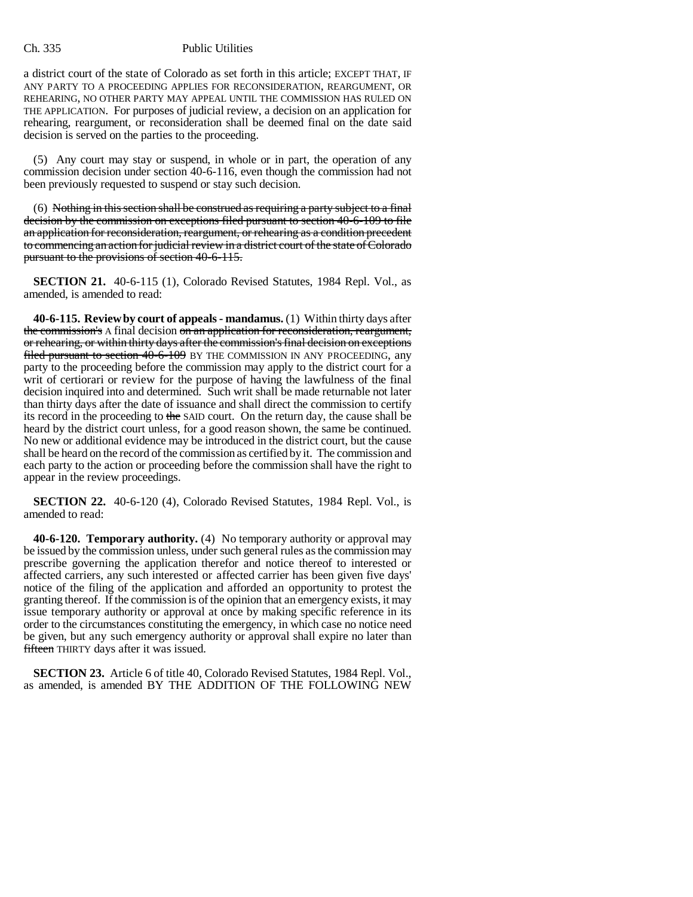a district court of the state of Colorado as set forth in this article; EXCEPT THAT, IF ANY PARTY TO A PROCEEDING APPLIES FOR RECONSIDERATION, REARGUMENT, OR REHEARING, NO OTHER PARTY MAY APPEAL UNTIL THE COMMISSION HAS RULED ON THE APPLICATION. For purposes of judicial review, a decision on an application for rehearing, reargument, or reconsideration shall be deemed final on the date said decision is served on the parties to the proceeding.

(5) Any court may stay or suspend, in whole or in part, the operation of any commission decision under section 40-6-116, even though the commission had not been previously requested to suspend or stay such decision.

(6) ~~Nothing in this section shall be construed as requiring a party subject to a final decision by the commission on exceptions filed pursuant to section 40-6-109 to file an application for reconsideration, reargument, or rehearing as a condition precedent to commencing an action for judicial review in a district court of the state of Colorado pursuant to the provisions of section 40-6-115.~~

**SECTION 21.** 40-6-115 (1), Colorado Revised Statutes, 1984 Repl. Vol., as amended, is amended to read:

**40-6-115. Review by court of appeals - mandamus.** (1) Within thirty days after ~~the commission's~~ A final decision ~~on an application for reconsideration, reargument, or rehearing, or within thirty days after the commission's final decision on exceptions filed pursuant to section 40-6-109~~ BY THE COMMISSION IN ANY PROCEEDING, any party to the proceeding before the commission may apply to the district court for a writ of certiorari or review for the purpose of having the lawfulness of the final decision inquired into and determined. Such writ shall be made returnable not later than thirty days after the date of issuance and shall direct the commission to certify its record in the proceeding to ~~the~~ SAID court. On the return day, the cause shall be heard by the district court unless, for a good reason shown, the same be continued. No new or additional evidence may be introduced in the district court, but the cause shall be heard on the record of the commission as certified by it. The commission and each party to the action or proceeding before the commission shall have the right to appear in the review proceedings.

**SECTION 22.** 40-6-120 (4), Colorado Revised Statutes, 1984 Repl. Vol., is amended to read:

**40-6-120. Temporary authority.** (4) No temporary authority or approval may be issued by the commission unless, under such general rules as the commission may prescribe governing the application therefor and notice thereof to interested or affected carriers, any such interested or affected carrier has been given five days' notice of the filing of the application and afforded an opportunity to protest the granting thereof. If the commission is of the opinion that an emergency exists, it may issue temporary authority or approval at once by making specific reference in its order to the circumstances constituting the emergency, in which case no notice need be given, but any such emergency authority or approval shall expire no later than ~~fifteen~~ THIRTY days after it was issued.

**SECTION 23.** Article 6 of title 40, Colorado Revised Statutes, 1984 Repl. Vol., as amended, is amended BY THE ADDITION OF THE FOLLOWING NEW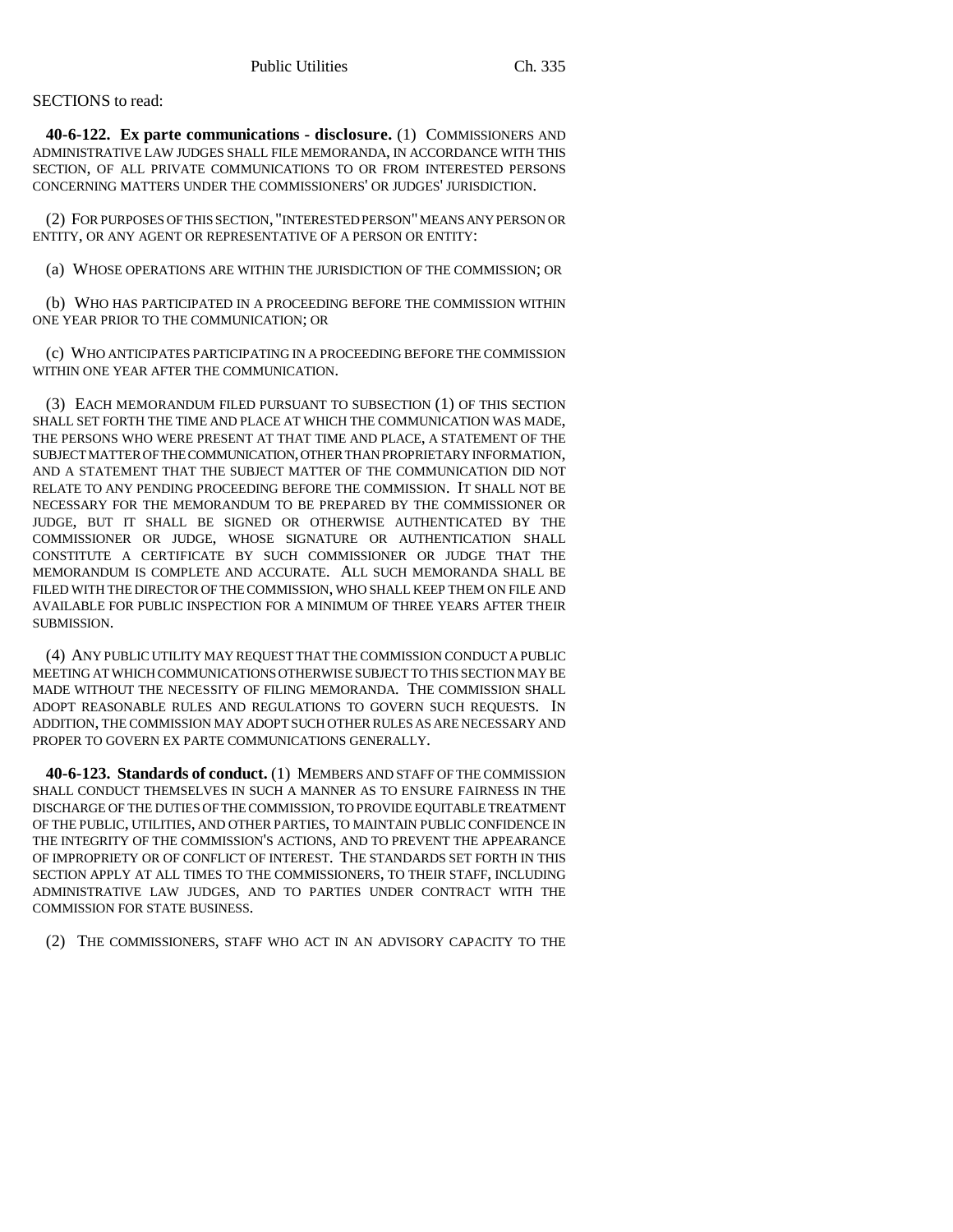SECTIONS to read:

**40-6-122. Ex parte communications - disclosure.** (1) COMMISSIONERS AND ADMINISTRATIVE LAW JUDGES SHALL FILE MEMORANDA, IN ACCORDANCE WITH THIS SECTION, OF ALL PRIVATE COMMUNICATIONS TO OR FROM INTERESTED PERSONS CONCERNING MATTERS UNDER THE COMMISSIONERS' OR JUDGES' JURISDICTION.

(2) FOR PURPOSES OF THIS SECTION, "INTERESTED PERSON" MEANS ANY PERSON OR ENTITY, OR ANY AGENT OR REPRESENTATIVE OF A PERSON OR ENTITY:

(a) WHOSE OPERATIONS ARE WITHIN THE JURISDICTION OF THE COMMISSION; OR

(b) WHO HAS PARTICIPATED IN A PROCEEDING BEFORE THE COMMISSION WITHIN ONE YEAR PRIOR TO THE COMMUNICATION; OR

(c) WHO ANTICIPATES PARTICIPATING IN A PROCEEDING BEFORE THE COMMISSION WITHIN ONE YEAR AFTER THE COMMUNICATION.

(3) EACH MEMORANDUM FILED PURSUANT TO SUBSECTION (1) OF THIS SECTION SHALL SET FORTH THE TIME AND PLACE AT WHICH THE COMMUNICATION WAS MADE, THE PERSONS WHO WERE PRESENT AT THAT TIME AND PLACE, A STATEMENT OF THE SUBJECT MATTER OF THE COMMUNICATION, OTHER THAN PROPRIETARY INFORMATION, AND A STATEMENT THAT THE SUBJECT MATTER OF THE COMMUNICATION DID NOT RELATE TO ANY PENDING PROCEEDING BEFORE THE COMMISSION. IT SHALL NOT BE NECESSARY FOR THE MEMORANDUM TO BE PREPARED BY THE COMMISSIONER OR JUDGE, BUT IT SHALL BE SIGNED OR OTHERWISE AUTHENTICATED BY THE COMMISSIONER OR JUDGE, WHOSE SIGNATURE OR AUTHENTICATION SHALL CONSTITUTE A CERTIFICATE BY SUCH COMMISSIONER OR JUDGE THAT THE MEMORANDUM IS COMPLETE AND ACCURATE. ALL SUCH MEMORANDA SHALL BE FILED WITH THE DIRECTOR OF THE COMMISSION, WHO SHALL KEEP THEM ON FILE AND AVAILABLE FOR PUBLIC INSPECTION FOR A MINIMUM OF THREE YEARS AFTER THEIR SUBMISSION.

(4) ANY PUBLIC UTILITY MAY REQUEST THAT THE COMMISSION CONDUCT A PUBLIC MEETING AT WHICH COMMUNICATIONS OTHERWISE SUBJECT TO THIS SECTION MAY BE MADE WITHOUT THE NECESSITY OF FILING MEMORANDA. THE COMMISSION SHALL ADOPT REASONABLE RULES AND REGULATIONS TO GOVERN SUCH REQUESTS. IN ADDITION, THE COMMISSION MAY ADOPT SUCH OTHER RULES AS ARE NECESSARY AND PROPER TO GOVERN EX PARTE COMMUNICATIONS GENERALLY.

**40-6-123. Standards of conduct.** (1) MEMBERS AND STAFF OF THE COMMISSION SHALL CONDUCT THEMSELVES IN SUCH A MANNER AS TO ENSURE FAIRNESS IN THE DISCHARGE OF THE DUTIES OF THE COMMISSION, TO PROVIDE EQUITABLE TREATMENT OF THE PUBLIC, UTILITIES, AND OTHER PARTIES, TO MAINTAIN PUBLIC CONFIDENCE IN THE INTEGRITY OF THE COMMISSION'S ACTIONS, AND TO PREVENT THE APPEARANCE OF IMPROPRIETY OR OF CONFLICT OF INTEREST. THE STANDARDS SET FORTH IN THIS SECTION APPLY AT ALL TIMES TO THE COMMISSIONERS, TO THEIR STAFF, INCLUDING ADMINISTRATIVE LAW JUDGES, AND TO PARTIES UNDER CONTRACT WITH THE COMMISSION FOR STATE BUSINESS.

(2) THE COMMISSIONERS, STAFF WHO ACT IN AN ADVISORY CAPACITY TO THE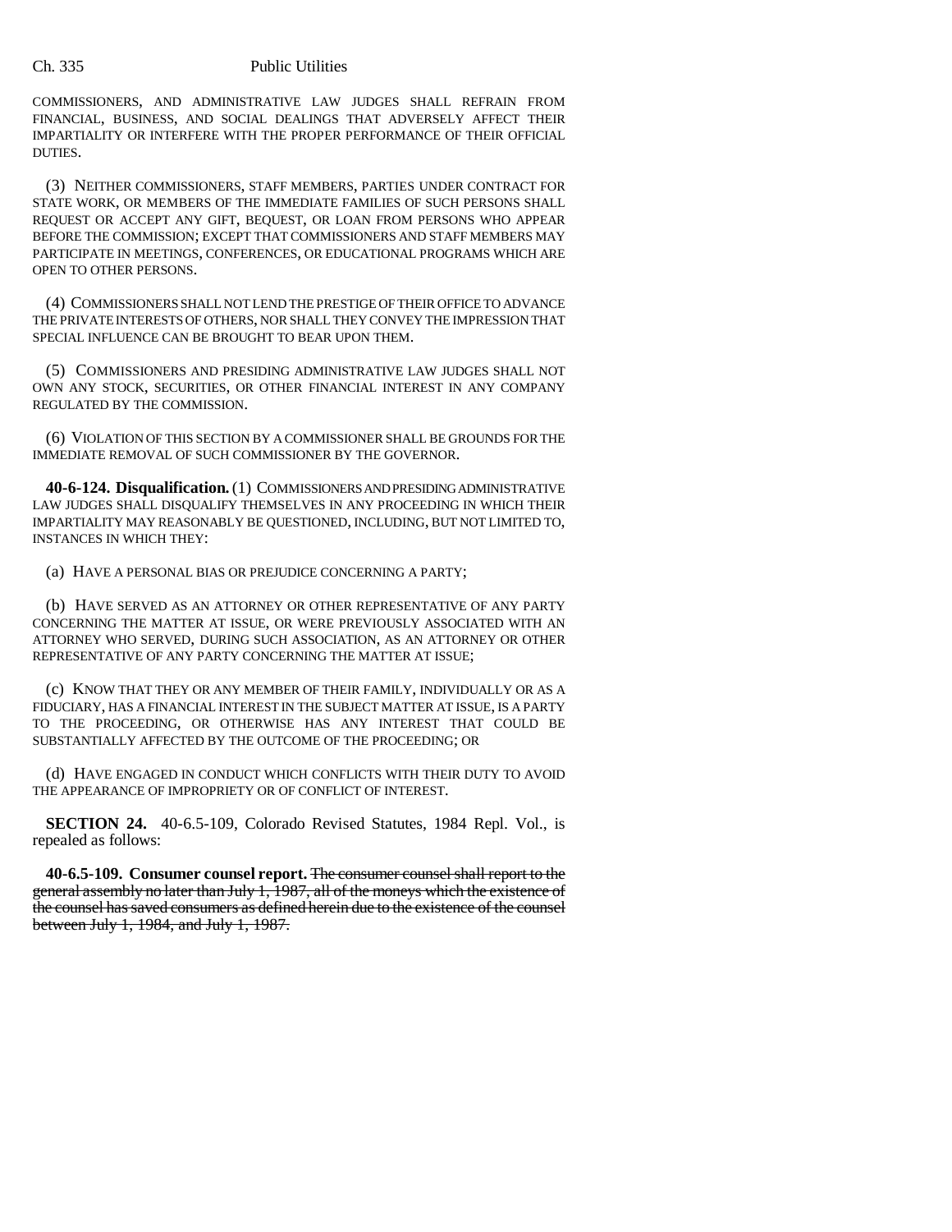COMMISSIONERS, AND ADMINISTRATIVE LAW JUDGES SHALL REFRAIN FROM FINANCIAL, BUSINESS, AND SOCIAL DEALINGS THAT ADVERSELY AFFECT THEIR IMPARTIALITY OR INTERFERE WITH THE PROPER PERFORMANCE OF THEIR OFFICIAL DUTIES.

(3) NEITHER COMMISSIONERS, STAFF MEMBERS, PARTIES UNDER CONTRACT FOR STATE WORK, OR MEMBERS OF THE IMMEDIATE FAMILIES OF SUCH PERSONS SHALL REQUEST OR ACCEPT ANY GIFT, BEQUEST, OR LOAN FROM PERSONS WHO APPEAR BEFORE THE COMMISSION; EXCEPT THAT COMMISSIONERS AND STAFF MEMBERS MAY PARTICIPATE IN MEETINGS, CONFERENCES, OR EDUCATIONAL PROGRAMS WHICH ARE OPEN TO OTHER PERSONS.

(4) COMMISSIONERS SHALL NOT LEND THE PRESTIGE OF THEIR OFFICE TO ADVANCE THE PRIVATE INTERESTS OF OTHERS, NOR SHALL THEY CONVEY THE IMPRESSION THAT SPECIAL INFLUENCE CAN BE BROUGHT TO BEAR UPON THEM.

(5) COMMISSIONERS AND PRESIDING ADMINISTRATIVE LAW JUDGES SHALL NOT OWN ANY STOCK, SECURITIES, OR OTHER FINANCIAL INTEREST IN ANY COMPANY REGULATED BY THE COMMISSION.

(6) VIOLATION OF THIS SECTION BY A COMMISSIONER SHALL BE GROUNDS FOR THE IMMEDIATE REMOVAL OF SUCH COMMISSIONER BY THE GOVERNOR.

**40-6-124. Disqualification.** (1) COMMISSIONERS AND PRESIDING ADMINISTRATIVE LAW JUDGES SHALL DISQUALIFY THEMSELVES IN ANY PROCEEDING IN WHICH THEIR IMPARTIALITY MAY REASONABLY BE QUESTIONED, INCLUDING, BUT NOT LIMITED TO, INSTANCES IN WHICH THEY:

(a) HAVE A PERSONAL BIAS OR PREJUDICE CONCERNING A PARTY;

(b) HAVE SERVED AS AN ATTORNEY OR OTHER REPRESENTATIVE OF ANY PARTY CONCERNING THE MATTER AT ISSUE, OR WERE PREVIOUSLY ASSOCIATED WITH AN ATTORNEY WHO SERVED, DURING SUCH ASSOCIATION, AS AN ATTORNEY OR OTHER REPRESENTATIVE OF ANY PARTY CONCERNING THE MATTER AT ISSUE;

(c) KNOW THAT THEY OR ANY MEMBER OF THEIR FAMILY, INDIVIDUALLY OR AS A FIDUCIARY, HAS A FINANCIAL INTEREST IN THE SUBJECT MATTER AT ISSUE, IS A PARTY TO THE PROCEEDING, OR OTHERWISE HAS ANY INTEREST THAT COULD BE SUBSTANTIALLY AFFECTED BY THE OUTCOME OF THE PROCEEDING; OR

(d) HAVE ENGAGED IN CONDUCT WHICH CONFLICTS WITH THEIR DUTY TO AVOID THE APPEARANCE OF IMPROPRIETY OR OF CONFLICT OF INTEREST.

**SECTION 24.** 40-6.5-109, Colorado Revised Statutes, 1984 Repl. Vol., is repealed as follows:

**40-6.5-109. Consumer counsel report.** ~~The consumer counsel shall report to the general assembly no later than July 1, 1987, all of the moneys which the existence of the counsel has saved consumers as defined herein due to the existence of the counsel between July 1, 1984, and July 1, 1987.~~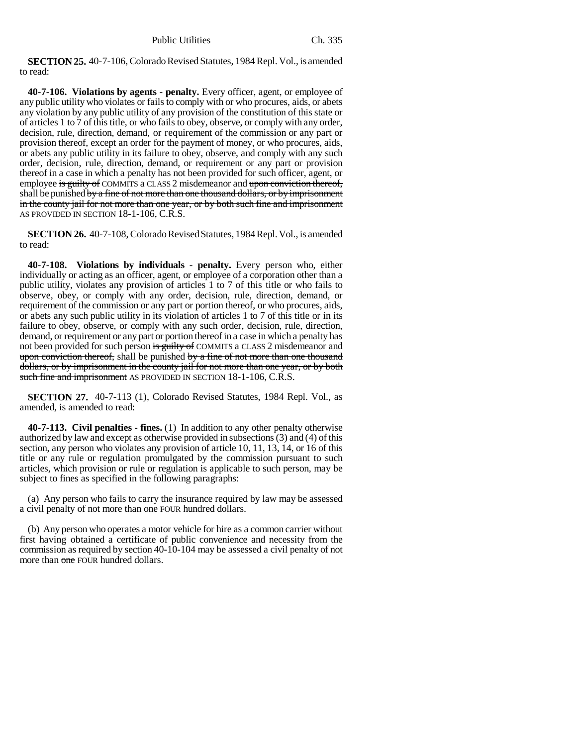**SECTION 25.** 40-7-106, Colorado Revised Statutes, 1984 Repl. Vol., is amended to read:

**40-7-106. Violations by agents - penalty.** Every officer, agent, or employee of any public utility who violates or fails to comply with or who procures, aids, or abets any violation by any public utility of any provision of the constitution of this state or of articles 1 to 7 of this title, or who fails to obey, observe, or comply with any order, decision, rule, direction, demand, or requirement of the commission or any part or provision thereof, except an order for the payment of money, or who procures, aids, or abets any public utility in its failure to obey, observe, and comply with any such order, decision, rule, direction, demand, or requirement or any part or provision thereof in a case in which a penalty has not been provided for such officer, agent, or employee ~~is guilty of~~ COMMITS a CLASS 2 misdemeanor and ~~upon conviction thereof,~~ shall be punished ~~by a fine of not more than one thousand dollars, or by imprisonment in the county jail for not more than one year, or by both such fine and imprisonment~~ AS PROVIDED IN SECTION 18-1-106, C.R.S.

**SECTION 26.** 40-7-108, Colorado Revised Statutes, 1984 Repl. Vol., is amended to read:

**40-7-108. Violations by individuals - penalty.** Every person who, either individually or acting as an officer, agent, or employee of a corporation other than a public utility, violates any provision of articles 1 to 7 of this title or who fails to observe, obey, or comply with any order, decision, rule, direction, demand, or requirement of the commission or any part or portion thereof, or who procures, aids, or abets any such public utility in its violation of articles 1 to 7 of this title or in its failure to obey, observe, or comply with any such order, decision, rule, direction, demand, or requirement or any part or portion thereof in a case in which a penalty has not been provided for such person ~~is guilty of~~ COMMITS a CLASS 2 misdemeanor and ~~upon conviction thereof,~~ shall be punished ~~by a fine of not more than one thousand dollars, or by imprisonment in the county jail for not more than one year, or by both such fine and imprisonment~~ AS PROVIDED IN SECTION 18-1-106, C.R.S.

**SECTION 27.** 40-7-113 (1), Colorado Revised Statutes, 1984 Repl. Vol., as amended, is amended to read:

**40-7-113. Civil penalties - fines.** (1) In addition to any other penalty otherwise authorized by law and except as otherwise provided in subsections (3) and (4) of this section, any person who violates any provision of article 10, 11, 13, 14, or 16 of this title or any rule or regulation promulgated by the commission pursuant to such articles, which provision or rule or regulation is applicable to such person, may be subject to fines as specified in the following paragraphs:

(a) Any person who fails to carry the insurance required by law may be assessed a civil penalty of not more than ~~one~~ FOUR hundred dollars.

(b) Any person who operates a motor vehicle for hire as a common carrier without first having obtained a certificate of public convenience and necessity from the commission as required by section 40-10-104 may be assessed a civil penalty of not more than ~~one~~ FOUR hundred dollars.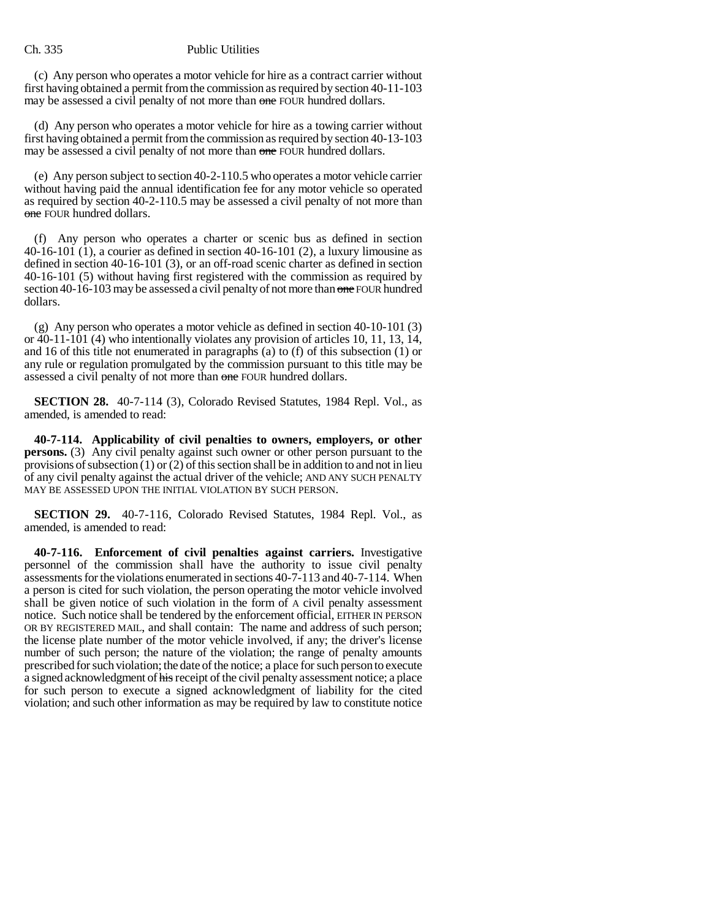(c) Any person who operates a motor vehicle for hire as a contract carrier without first having obtained a permit from the commission as required by section 40-11-103 may be assessed a civil penalty of not more than ~~one~~ FOUR hundred dollars.

(d) Any person who operates a motor vehicle for hire as a towing carrier without first having obtained a permit from the commission as required by section 40-13-103 may be assessed a civil penalty of not more than ~~one~~ FOUR hundred dollars.

(e) Any person subject to section 40-2-110.5 who operates a motor vehicle carrier without having paid the annual identification fee for any motor vehicle so operated as required by section 40-2-110.5 may be assessed a civil penalty of not more than ~~one~~ FOUR hundred dollars.

(f) Any person who operates a charter or scenic bus as defined in section 40-16-101 (1), a courier as defined in section 40-16-101 (2), a luxury limousine as defined in section 40-16-101 (3), or an off-road scenic charter as defined in section 40-16-101 (5) without having first registered with the commission as required by section 40-16-103 may be assessed a civil penalty of not more than ~~one~~ FOUR hundred dollars.

(g) Any person who operates a motor vehicle as defined in section 40-10-101 (3) or 40-11-101 (4) who intentionally violates any provision of articles 10, 11, 13, 14, and 16 of this title not enumerated in paragraphs (a) to (f) of this subsection (1) or any rule or regulation promulgated by the commission pursuant to this title may be assessed a civil penalty of not more than ~~one~~ FOUR hundred dollars.

**SECTION 28.** 40-7-114 (3), Colorado Revised Statutes, 1984 Repl. Vol., as amended, is amended to read:

**40-7-114. Applicability of civil penalties to owners, employers, or other persons.** (3) Any civil penalty against such owner or other person pursuant to the provisions of subsection (1) or (2) of this section shall be in addition to and not in lieu of any civil penalty against the actual driver of the vehicle; AND ANY SUCH PENALTY MAY BE ASSESSED UPON THE INITIAL VIOLATION BY SUCH PERSON.

**SECTION 29.** 40-7-116, Colorado Revised Statutes, 1984 Repl. Vol., as amended, is amended to read:

**40-7-116. Enforcement of civil penalties against carriers.** Investigative personnel of the commission shall have the authority to issue civil penalty assessments for the violations enumerated in sections 40-7-113 and 40-7-114. When a person is cited for such violation, the person operating the motor vehicle involved shall be given notice of such violation in the form of A civil penalty assessment notice. Such notice shall be tendered by the enforcement official, EITHER IN PERSON OR BY REGISTERED MAIL, and shall contain: The name and address of such person; the license plate number of the motor vehicle involved, if any; the driver's license number of such person; the nature of the violation; the range of penalty amounts prescribed for such violation; the date of the notice; a place for such person to execute a signed acknowledgment of ~~his~~ receipt of the civil penalty assessment notice; a place for such person to execute a signed acknowledgment of liability for the cited violation; and such other information as may be required by law to constitute notice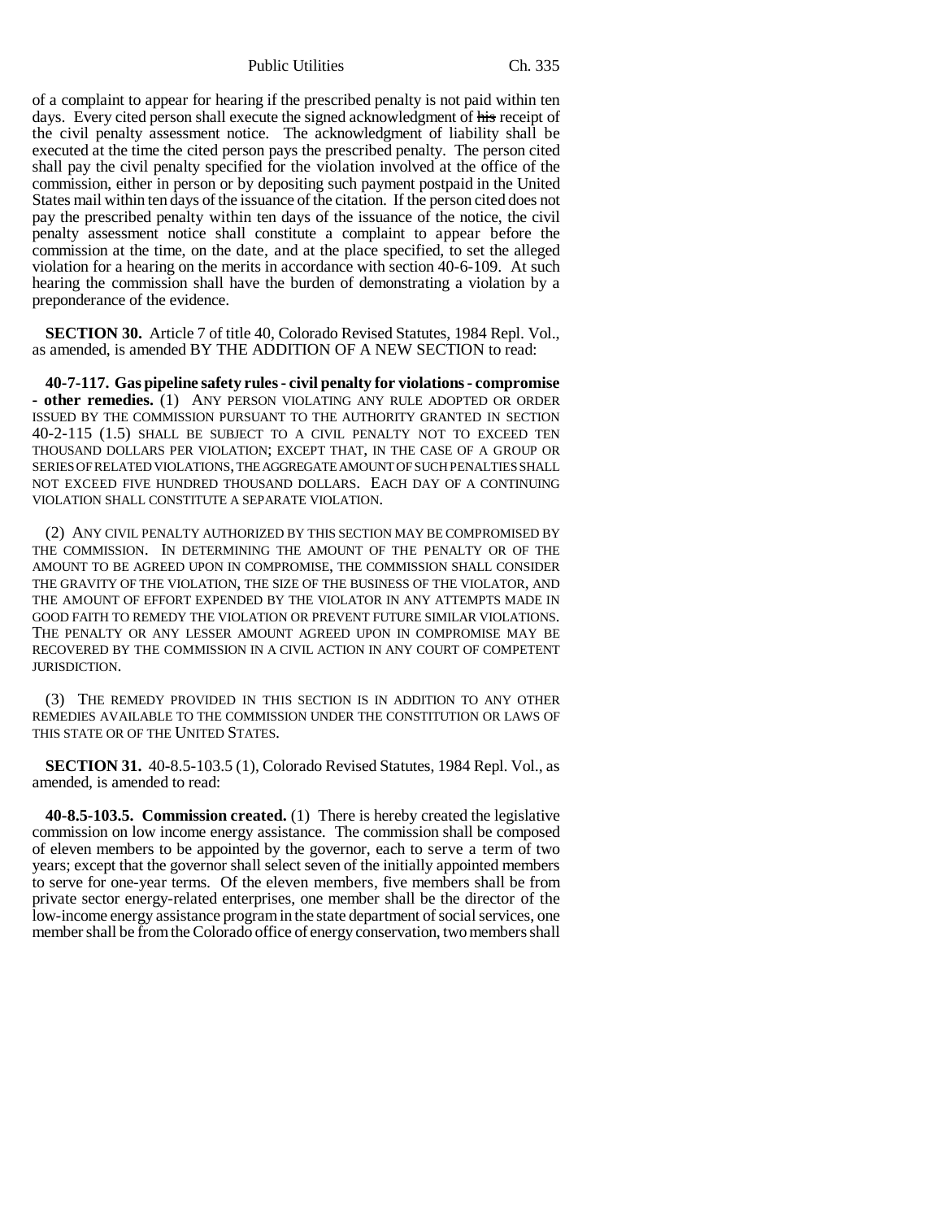of a complaint to appear for hearing if the prescribed penalty is not paid within ten days. Every cited person shall execute the signed acknowledgment of ~~his~~ receipt of the civil penalty assessment notice. The acknowledgment of liability shall be executed at the time the cited person pays the prescribed penalty. The person cited shall pay the civil penalty specified for the violation involved at the office of the commission, either in person or by depositing such payment postpaid in the United States mail within ten days of the issuance of the citation. If the person cited does not pay the prescribed penalty within ten days of the issuance of the notice, the civil penalty assessment notice shall constitute a complaint to appear before the commission at the time, on the date, and at the place specified, to set the alleged violation for a hearing on the merits in accordance with section 40-6-109. At such hearing the commission shall have the burden of demonstrating a violation by a preponderance of the evidence.

**SECTION 30.** Article 7 of title 40, Colorado Revised Statutes, 1984 Repl. Vol., as amended, is amended BY THE ADDITION OF A NEW SECTION to read:

**40-7-117. Gas pipeline safety rules - civil penalty for violations - compromise - other remedies.** (1) ANY PERSON VIOLATING ANY RULE ADOPTED OR ORDER ISSUED BY THE COMMISSION PURSUANT TO THE AUTHORITY GRANTED IN SECTION 40-2-115 (1.5) SHALL BE SUBJECT TO A CIVIL PENALTY NOT TO EXCEED TEN THOUSAND DOLLARS PER VIOLATION; EXCEPT THAT, IN THE CASE OF A GROUP OR SERIES OF RELATED VIOLATIONS, THE AGGREGATE AMOUNT OF SUCH PENALTIES SHALL NOT EXCEED FIVE HUNDRED THOUSAND DOLLARS. EACH DAY OF A CONTINUING VIOLATION SHALL CONSTITUTE A SEPARATE VIOLATION.

(2) ANY CIVIL PENALTY AUTHORIZED BY THIS SECTION MAY BE COMPROMISED BY THE COMMISSION. IN DETERMINING THE AMOUNT OF THE PENALTY OR OF THE AMOUNT TO BE AGREED UPON IN COMPROMISE, THE COMMISSION SHALL CONSIDER THE GRAVITY OF THE VIOLATION, THE SIZE OF THE BUSINESS OF THE VIOLATOR, AND THE AMOUNT OF EFFORT EXPENDED BY THE VIOLATOR IN ANY ATTEMPTS MADE IN GOOD FAITH TO REMEDY THE VIOLATION OR PREVENT FUTURE SIMILAR VIOLATIONS. THE PENALTY OR ANY LESSER AMOUNT AGREED UPON IN COMPROMISE MAY BE RECOVERED BY THE COMMISSION IN A CIVIL ACTION IN ANY COURT OF COMPETENT JURISDICTION.

(3) THE REMEDY PROVIDED IN THIS SECTION IS IN ADDITION TO ANY OTHER REMEDIES AVAILABLE TO THE COMMISSION UNDER THE CONSTITUTION OR LAWS OF THIS STATE OR OF THE UNITED STATES.

**SECTION 31.** 40-8.5-103.5 (1), Colorado Revised Statutes, 1984 Repl. Vol., as amended, is amended to read:

**40-8.5-103.5. Commission created.** (1) There is hereby created the legislative commission on low income energy assistance. The commission shall be composed of eleven members to be appointed by the governor, each to serve a term of two years; except that the governor shall select seven of the initially appointed members to serve for one-year terms. Of the eleven members, five members shall be from private sector energy-related enterprises, one member shall be the director of the low-income energy assistance program in the state department of social services, one member shall be from the Colorado office of energy conservation, two members shall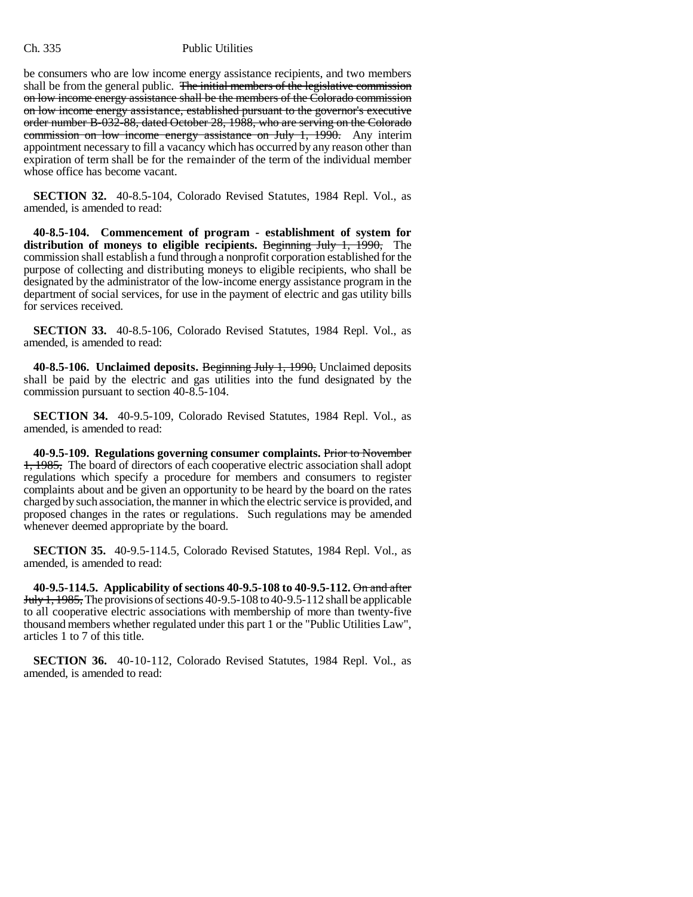be consumers who are low income energy assistance recipients, and two members shall be from the general public. ~~The initial members of the legislative commission on low income energy assistance shall be the members of the Colorado commission on low income energy assistance, established pursuant to the governor's executive order number B-032-88, dated October 28, 1988, who are serving on the Colorado commission on low income energy assistance on July 1, 1990.~~ Any interim appointment necessary to fill a vacancy which has occurred by any reason other than expiration of term shall be for the remainder of the term of the individual member whose office has become vacant.

**SECTION 32.** 40-8.5-104, Colorado Revised Statutes, 1984 Repl. Vol., as amended, is amended to read:

**40-8.5-104. Commencement of program - establishment of system for distribution of moneys to eligible recipients.** ~~Beginning July 1, 1990,~~ The commission shall establish a fund through a nonprofit corporation established for the purpose of collecting and distributing moneys to eligible recipients, who shall be designated by the administrator of the low-income energy assistance program in the department of social services, for use in the payment of electric and gas utility bills for services received.

**SECTION 33.** 40-8.5-106, Colorado Revised Statutes, 1984 Repl. Vol., as amended, is amended to read:

**40-8.5-106. Unclaimed deposits.** ~~Beginning July 1, 1990,~~ Unclaimed deposits shall be paid by the electric and gas utilities into the fund designated by the commission pursuant to section 40-8.5-104.

**SECTION 34.** 40-9.5-109, Colorado Revised Statutes, 1984 Repl. Vol., as amended, is amended to read:

**40-9.5-109. Regulations governing consumer complaints.** ~~Prior to November 1, 1985,~~ The board of directors of each cooperative electric association shall adopt regulations which specify a procedure for members and consumers to register complaints about and be given an opportunity to be heard by the board on the rates charged by such association, the manner in which the electric service is provided, and proposed changes in the rates or regulations. Such regulations may be amended whenever deemed appropriate by the board.

**SECTION 35.** 40-9.5-114.5, Colorado Revised Statutes, 1984 Repl. Vol., as amended, is amended to read:

**40-9.5-114.5. Applicability of sections 40-9.5-108 to 40-9.5-112.** ~~On and after July 1, 1985,~~ The provisions of sections 40-9.5-108 to 40-9.5-112 shall be applicable to all cooperative electric associations with membership of more than twenty-five thousand members whether regulated under this part 1 or the "Public Utilities Law", articles 1 to 7 of this title.

**SECTION 36.** 40-10-112, Colorado Revised Statutes, 1984 Repl. Vol., as amended, is amended to read: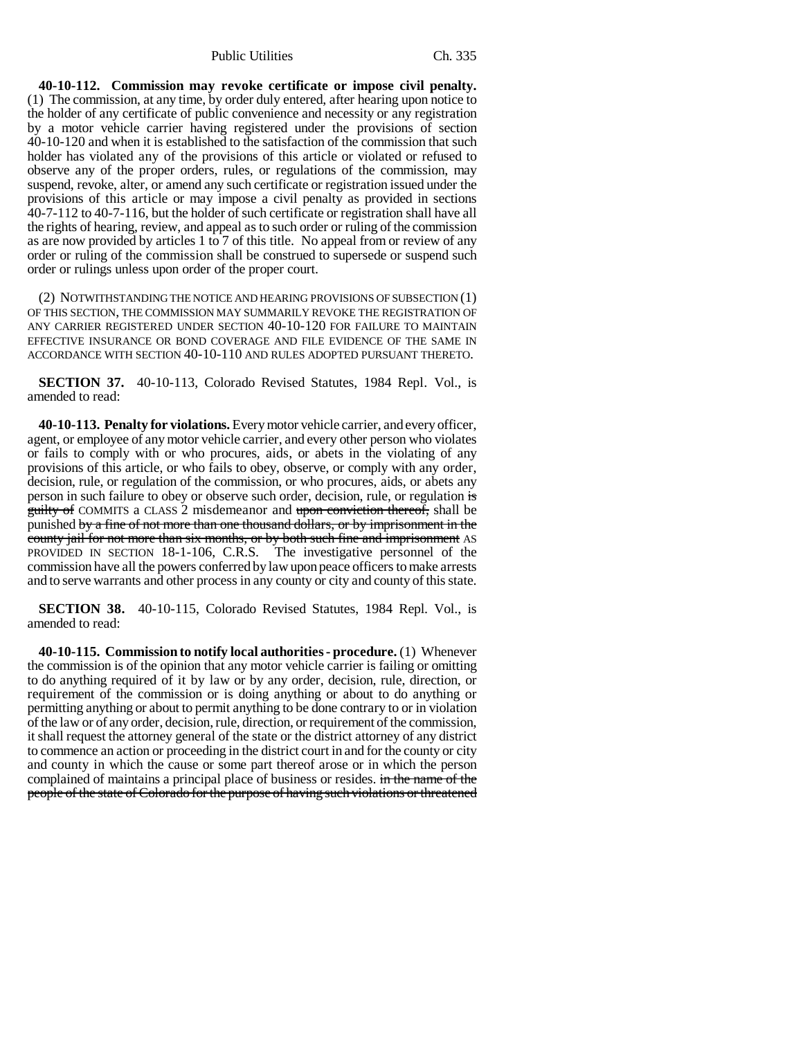**40-10-112. Commission may revoke certificate or impose civil penalty.** (1) The commission, at any time, by order duly entered, after hearing upon notice to the holder of any certificate of public convenience and necessity or any registration by a motor vehicle carrier having registered under the provisions of section 40-10-120 and when it is established to the satisfaction of the commission that such holder has violated any of the provisions of this article or violated or refused to observe any of the proper orders, rules, or regulations of the commission, may suspend, revoke, alter, or amend any such certificate or registration issued under the provisions of this article or may impose a civil penalty as provided in sections 40-7-112 to 40-7-116, but the holder of such certificate or registration shall have all the rights of hearing, review, and appeal as to such order or ruling of the commission as are now provided by articles 1 to 7 of this title. No appeal from or review of any order or ruling of the commission shall be construed to supersede or suspend such order or rulings unless upon order of the proper court.

(2) NOTWITHSTANDING THE NOTICE AND HEARING PROVISIONS OF SUBSECTION (1) OF THIS SECTION, THE COMMISSION MAY SUMMARILY REVOKE THE REGISTRATION OF ANY CARRIER REGISTERED UNDER SECTION 40-10-120 FOR FAILURE TO MAINTAIN EFFECTIVE INSURANCE OR BOND COVERAGE AND FILE EVIDENCE OF THE SAME IN ACCORDANCE WITH SECTION 40-10-110 AND RULES ADOPTED PURSUANT THERETO.

**SECTION 37.** 40-10-113, Colorado Revised Statutes, 1984 Repl. Vol., is amended to read:

**40-10-113. Penalty for violations.** Every motor vehicle carrier, and every officer, agent, or employee of any motor vehicle carrier, and every other person who violates or fails to comply with or who procures, aids, or abets in the violating of any provisions of this article, or who fails to obey, observe, or comply with any order, decision, rule, or regulation of the commission, or who procures, aids, or abets any person in such failure to obey or observe such order, decision, rule, or regulation ~~is guilty of~~ COMMITS a CLASS 2 misdemeanor and ~~upon conviction thereof,~~ shall be punished ~~by a fine of not more than one thousand dollars, or by imprisonment in the county jail for not more than six months, or by both such fine and imprisonment~~ AS PROVIDED IN SECTION 18-1-106, C.R.S. The investigative personnel of the commission have all the powers conferred by law upon peace officers to make arrests and to serve warrants and other process in any county or city and county of this state.

**SECTION 38.** 40-10-115, Colorado Revised Statutes, 1984 Repl. Vol., is amended to read:

**40-10-115. Commission to notify local authorities - procedure.** (1) Whenever the commission is of the opinion that any motor vehicle carrier is failing or omitting to do anything required of it by law or by any order, decision, rule, direction, or requirement of the commission or is doing anything or about to do anything or permitting anything or about to permit anything to be done contrary to or in violation of the law or of any order, decision, rule, direction, or requirement of the commission, it shall request the attorney general of the state or the district attorney of any district to commence an action or proceeding in the district court in and for the county or city and county in which the cause or some part thereof arose or in which the person complained of maintains a principal place of business or resides. ~~in the name of the people of the state of Colorado for the purpose of having such violations or threatened~~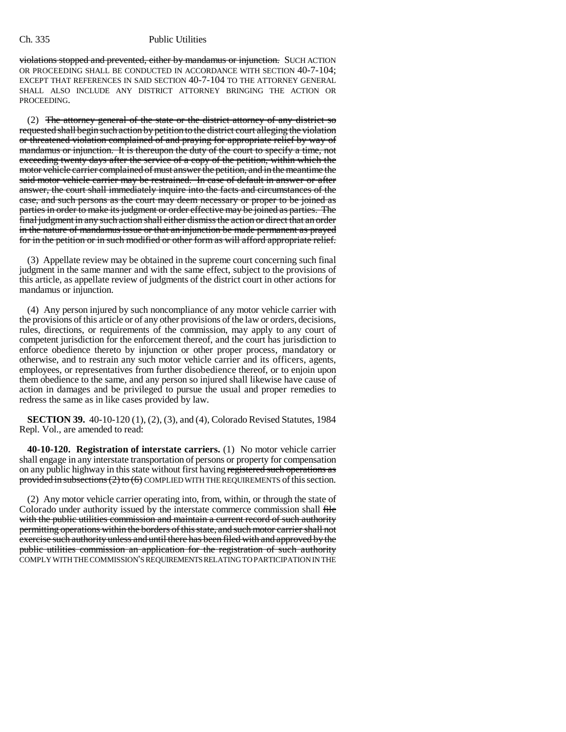violations stopped and prevented, either by mandamus or injunction. SUCH ACTION OR PROCEEDING SHALL BE CONDUCTED IN ACCORDANCE WITH SECTION 40-7-104; EXCEPT THAT REFERENCES IN SAID SECTION 40-7-104 TO THE ATTORNEY GENERAL SHALL ALSO INCLUDE ANY DISTRICT ATTORNEY BRINGING THE ACTION OR PROCEEDING.

(2) The attorney general of the state or the district attorney of any district so requested shall begin such action by petition to the district court alleging the violation or threatened violation complained of and praying for appropriate relief by way of mandamus or injunction. It is thereupon the duty of the court to specify a time, not exceeding twenty days after the service of a copy of the petition, within which the motor vehicle carrier complained of must answer the petition, and in the meantime the said motor vehicle carrier may be restrained. In case of default in answer or after answer, the court shall immediately inquire into the facts and circumstances of the case, and such persons as the court may deem necessary or proper to be joined as parties in order to make its judgment or order effective may be joined as parties. The final judgment in any such action shall either dismiss the action or direct that an order in the nature of mandamus issue or that an injunction be made permanent as prayed for in the petition or in such modified or other form as will afford appropriate relief.

(3) Appellate review may be obtained in the supreme court concerning such final judgment in the same manner and with the same effect, subject to the provisions of this article, as appellate review of judgments of the district court in other actions for mandamus or injunction.

(4) Any person injured by such noncompliance of any motor vehicle carrier with the provisions of this article or of any other provisions of the law or orders, decisions, rules, directions, or requirements of the commission, may apply to any court of competent jurisdiction for the enforcement thereof, and the court has jurisdiction to enforce obedience thereto by injunction or other proper process, mandatory or otherwise, and to restrain any such motor vehicle carrier and its officers, agents, employees, or representatives from further disobedience thereof, or to enjoin upon them obedience to the same, and any person so injured shall likewise have cause of action in damages and be privileged to pursue the usual and proper remedies to redress the same as in like cases provided by law.

**SECTION 39.** 40-10-120 (1), (2), (3), and (4), Colorado Revised Statutes, 1984 Repl. Vol., are amended to read:

**40-10-120. Registration of interstate carriers.** (1) No motor vehicle carrier shall engage in any interstate transportation of persons or property for compensation on any public highway in this state without first having registered such operations as provided in subsections (2) to (6) COMPLIED WITH THE REQUIREMENTS of this section.

(2) Any motor vehicle carrier operating into, from, within, or through the state of Colorado under authority issued by the interstate commerce commission shall file with the public utilities commission and maintain a current record of such authority permitting operations within the borders of this state, and such motor carrier shall not exercise such authority unless and until there has been filed with and approved by the public utilities commission an application for the registration of such authority COMPLY WITH THE COMMISSION'S REQUIREMENTS RELATING TO PARTICIPATION IN THE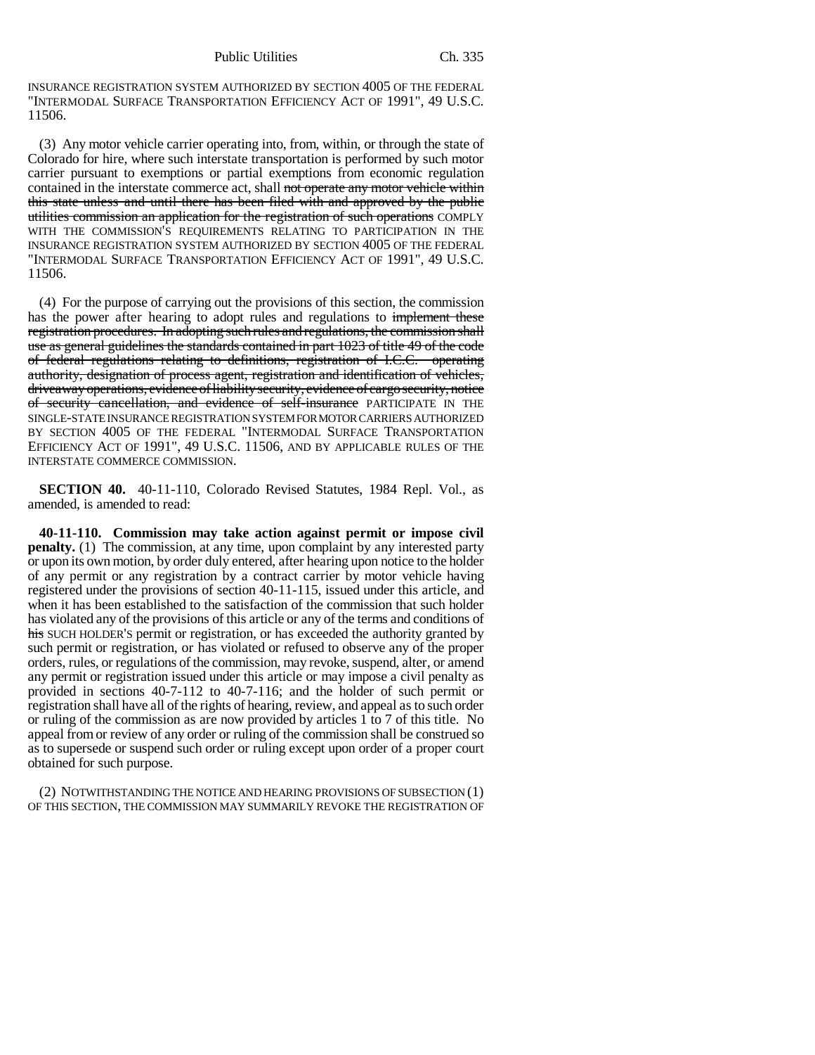INSURANCE REGISTRATION SYSTEM AUTHORIZED BY SECTION 4005 OF THE FEDERAL "INTERMODAL SURFACE TRANSPORTATION EFFICIENCY ACT OF 1991", 49 U.S.C. 11506.

(3) Any motor vehicle carrier operating into, from, within, or through the state of Colorado for hire, where such interstate transportation is performed by such motor carrier pursuant to exemptions or partial exemptions from economic regulation contained in the interstate commerce act, shall ~~not operate any motor vehicle within this state unless and until there has been filed with and approved by the public utilities commission an application for the registration of such operations~~ COMPLY WITH THE COMMISSION'S REQUIREMENTS RELATING TO PARTICIPATION IN THE INSURANCE REGISTRATION SYSTEM AUTHORIZED BY SECTION 4005 OF THE FEDERAL "INTERMODAL SURFACE TRANSPORTATION EFFICIENCY ACT OF 1991", 49 U.S.C. 11506.

(4) For the purpose of carrying out the provisions of this section, the commission has the power after hearing to adopt rules and regulations to ~~implement these registration procedures. In adopting such rules and regulations, the commission shall use as general guidelines the standards contained in part 1023 of title 49 of the code of federal regulations relating to definitions, registration of I.C.C. operating authority, designation of process agent, registration and identification of vehicles, driveaway operations, evidence of liability security, evidence of cargo security, notice of security cancellation, and evidence of self-insurance~~ PARTICIPATE IN THE SINGLE-STATE INSURANCE REGISTRATION SYSTEM FOR MOTOR CARRIERS AUTHORIZED BY SECTION 4005 OF THE FEDERAL "INTERMODAL SURFACE TRANSPORTATION EFFICIENCY ACT OF 1991", 49 U.S.C. 11506, AND BY APPLICABLE RULES OF THE INTERSTATE COMMERCE COMMISSION.

**SECTION 40.** 40-11-110, Colorado Revised Statutes, 1984 Repl. Vol., as amended, is amended to read:

**40-11-110. Commission may take action against permit or impose civil penalty.** (1) The commission, at any time, upon complaint by any interested party or upon its own motion, by order duly entered, after hearing upon notice to the holder of any permit or any registration by a contract carrier by motor vehicle having registered under the provisions of section 40-11-115, issued under this article, and when it has been established to the satisfaction of the commission that such holder has violated any of the provisions of this article or any of the terms and conditions of ~~his~~ SUCH HOLDER'S permit or registration, or has exceeded the authority granted by such permit or registration, or has violated or refused to observe any of the proper orders, rules, or regulations of the commission, may revoke, suspend, alter, or amend any permit or registration issued under this article or may impose a civil penalty as provided in sections 40-7-112 to 40-7-116; and the holder of such permit or registration shall have all of the rights of hearing, review, and appeal as to such order or ruling of the commission as are now provided by articles 1 to 7 of this title. No appeal from or review of any order or ruling of the commission shall be construed so as to supersede or suspend such order or ruling except upon order of a proper court obtained for such purpose.

(2) NOTWITHSTANDING THE NOTICE AND HEARING PROVISIONS OF SUBSECTION (1) OF THIS SECTION, THE COMMISSION MAY SUMMARILY REVOKE THE REGISTRATION OF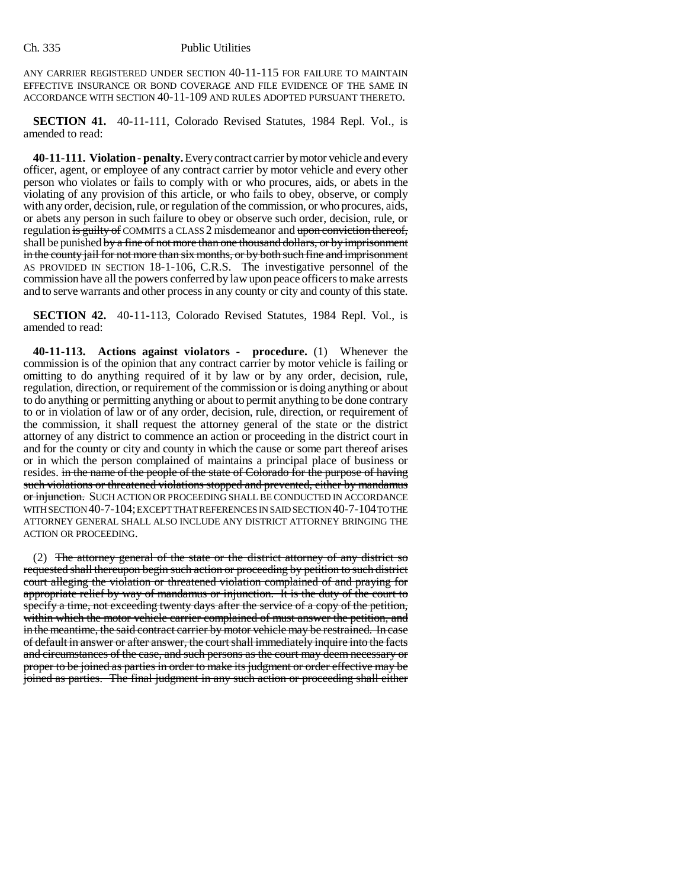ANY CARRIER REGISTERED UNDER SECTION 40-11-115 FOR FAILURE TO MAINTAIN EFFECTIVE INSURANCE OR BOND COVERAGE AND FILE EVIDENCE OF THE SAME IN ACCORDANCE WITH SECTION 40-11-109 AND RULES ADOPTED PURSUANT THERETO.

**SECTION 41.** 40-11-111, Colorado Revised Statutes, 1984 Repl. Vol., is amended to read:

**40-11-111. Violation - penalty.** Every contract carrier by motor vehicle and every officer, agent, or employee of any contract carrier by motor vehicle and every other person who violates or fails to comply with or who procures, aids, or abets in the violating of any provision of this article, or who fails to obey, observe, or comply with any order, decision, rule, or regulation of the commission, or who procures, aids, or abets any person in such failure to obey or observe such order, decision, rule, or regulation ~~is guilty of~~ COMMITS a CLASS 2 misdemeanor and ~~upon conviction thereof,~~ shall be punished ~~by a fine of not more than one thousand dollars, or by imprisonment in the county jail for not more than six months, or by both such fine and imprisonment~~ AS PROVIDED IN SECTION 18-1-106, C.R.S. The investigative personnel of the commission have all the powers conferred by law upon peace officers to make arrests and to serve warrants and other process in any county or city and county of this state.

**SECTION 42.** 40-11-113, Colorado Revised Statutes, 1984 Repl. Vol., is amended to read:

**40-11-113. Actions against violators - procedure.** (1) Whenever the commission is of the opinion that any contract carrier by motor vehicle is failing or omitting to do anything required of it by law or by any order, decision, rule, regulation, direction, or requirement of the commission or is doing anything or about to do anything or permitting anything or about to permit anything to be done contrary to or in violation of law or of any order, decision, rule, direction, or requirement of the commission, it shall request the attorney general of the state or the district attorney of any district to commence an action or proceeding in the district court in and for the county or city and county in which the cause or some part thereof arises or in which the person complained of maintains a principal place of business or resides. ~~in the name of the people of the state of Colorado for the purpose of having such violations or threatened violations stopped and prevented, either by mandamus or injunction.~~ SUCH ACTION OR PROCEEDING SHALL BE CONDUCTED IN ACCORDANCE WITH SECTION 40-7-104; EXCEPT THAT REFERENCES IN SAID SECTION 40-7-104 TO THE ATTORNEY GENERAL SHALL ALSO INCLUDE ANY DISTRICT ATTORNEY BRINGING THE ACTION OR PROCEEDING.

(2) ~~The attorney general of the state or the district attorney of any district so requested shall thereupon begin such action or proceeding by petition to such district court alleging the violation or threatened violation complained of and praying for appropriate relief by way of mandamus or injunction. It is the duty of the court to specify a time, not exceeding twenty days after the service of a copy of the petition, within which the motor vehicle carrier complained of must answer the petition, and in the meantime, the said contract carrier by motor vehicle may be restrained. In case of default in answer or after answer, the court shall immediately inquire into the facts and circumstances of the case, and such persons as the court may deem necessary or proper to be joined as parties in order to make its judgment or order effective may be joined as parties. The final judgment in any such action or proceeding shall either~~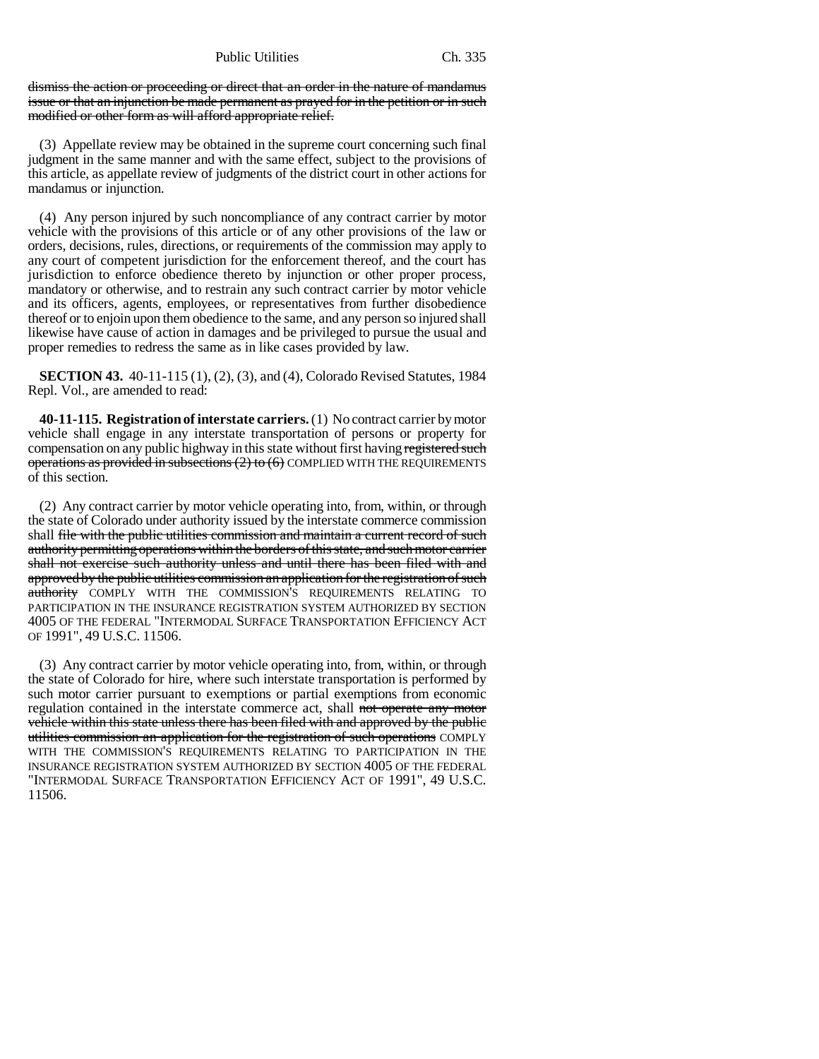dismiss the action or proceeding or direct that an order in the nature of mandamus issue or that an injunction be made permanent as prayed for in the petition or in such modified or other form as will afford appropriate relief.

(3) Appellate review may be obtained in the supreme court concerning such final judgment in the same manner and with the same effect, subject to the provisions of this article, as appellate review of judgments of the district court in other actions for mandamus or injunction.

(4) Any person injured by such noncompliance of any contract carrier by motor vehicle with the provisions of this article or of any other provisions of the law or orders, decisions, rules, directions, or requirements of the commission may apply to any court of competent jurisdiction for the enforcement thereof, and the court has jurisdiction to enforce obedience thereto by injunction or other proper process, mandatory or otherwise, and to restrain any such contract carrier by motor vehicle and its officers, agents, employees, or representatives from further disobedience thereof or to enjoin upon them obedience to the same, and any person so injured shall likewise have cause of action in damages and be privileged to pursue the usual and proper remedies to redress the same as in like cases provided by law.

**SECTION 43.** 40-11-115 (1), (2), (3), and (4), Colorado Revised Statutes, 1984 Repl. Vol., are amended to read:

**40-11-115. Registration of interstate carriers.** (1) No contract carrier by motor vehicle shall engage in any interstate transportation of persons or property for compensation on any public highway in this state without first having ~~registered such operations as provided in subsections (2) to (6)~~ COMPLIED WITH THE REQUIREMENTS of this section.

(2) Any contract carrier by motor vehicle operating into, from, within, or through the state of Colorado under authority issued by the interstate commerce commission shall ~~file with the public utilities commission and maintain a current record of such authority permitting operations within the borders of this state, and such motor carrier shall not exercise such authority unless and until there has been filed with and approved by the public utilities commission an application for the registration of such authority~~ COMPLY WITH THE COMMISSION'S REQUIREMENTS RELATING TO PARTICIPATION IN THE INSURANCE REGISTRATION SYSTEM AUTHORIZED BY SECTION 4005 OF THE FEDERAL "INTERMODAL SURFACE TRANSPORTATION EFFICIENCY ACT OF 1991", 49 U.S.C. 11506.

(3) Any contract carrier by motor vehicle operating into, from, within, or through the state of Colorado for hire, where such interstate transportation is performed by such motor carrier pursuant to exemptions or partial exemptions from economic regulation contained in the interstate commerce act, shall ~~not operate any motor vehicle within this state unless there has been filed with and approved by the public utilities commission an application for the registration of such operations~~ COMPLY WITH THE COMMISSION'S REQUIREMENTS RELATING TO PARTICIPATION IN THE INSURANCE REGISTRATION SYSTEM AUTHORIZED BY SECTION 4005 OF THE FEDERAL "INTERMODAL SURFACE TRANSPORTATION EFFICIENCY ACT OF 1991", 49 U.S.C. 11506.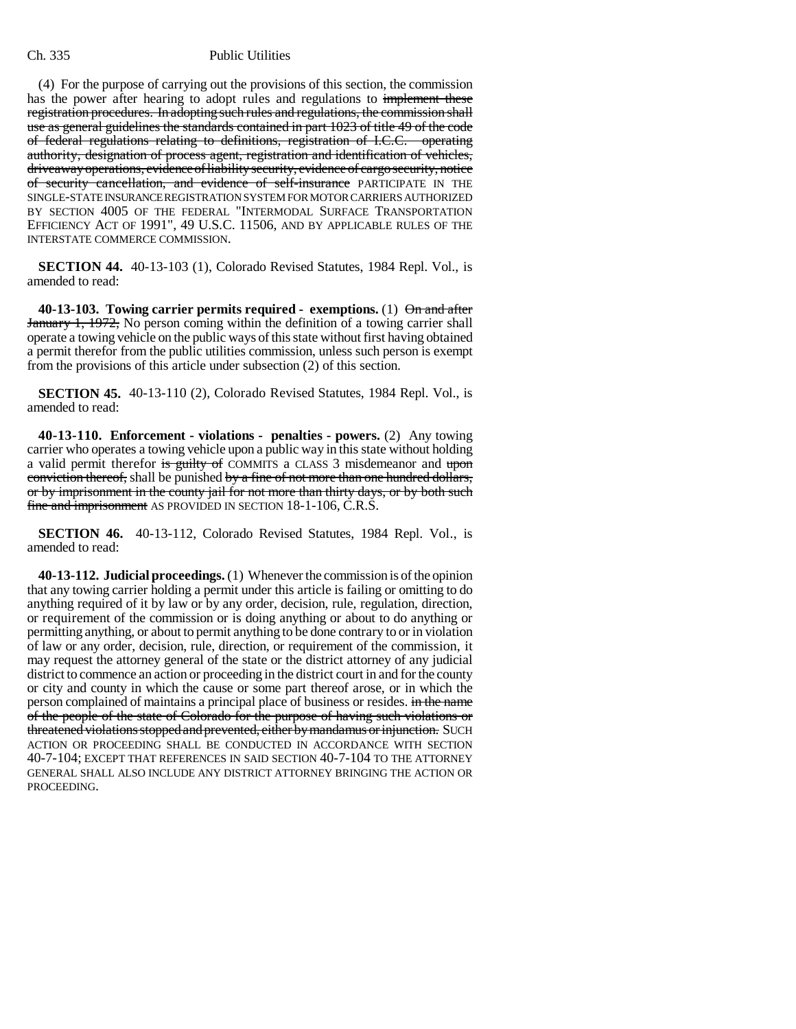(4) For the purpose of carrying out the provisions of this section, the commission has the power after hearing to adopt rules and regulations to ~~implement these registration procedures. In adopting such rules and regulations, the commission shall use as general guidelines the standards contained in part 1023 of title 49 of the code of federal regulations relating to definitions, registration of I.C.C. operating authority, designation of process agent, registration and identification of vehicles, driveaway operations, evidence of liability security, evidence of cargo security, notice of security cancellation, and evidence of self-insurance~~ PARTICIPATE IN THE SINGLE-STATE INSURANCE REGISTRATION SYSTEM FOR MOTOR CARRIERS AUTHORIZED BY SECTION 4005 OF THE FEDERAL "INTERMODAL SURFACE TRANSPORTATION EFFICIENCY ACT OF 1991", 49 U.S.C. 11506, AND BY APPLICABLE RULES OF THE INTERSTATE COMMERCE COMMISSION.

**SECTION 44.** 40-13-103 (1), Colorado Revised Statutes, 1984 Repl. Vol., is amended to read:

**40-13-103. Towing carrier permits required - exemptions.** (1) ~~On and after January 1, 1972,~~ No person coming within the definition of a towing carrier shall operate a towing vehicle on the public ways of this state without first having obtained a permit therefor from the public utilities commission, unless such person is exempt from the provisions of this article under subsection (2) of this section.

**SECTION 45.** 40-13-110 (2), Colorado Revised Statutes, 1984 Repl. Vol., is amended to read:

**40-13-110. Enforcement - violations - penalties - powers.** (2) Any towing carrier who operates a towing vehicle upon a public way in this state without holding a valid permit therefor ~~is guilty of~~ COMMITS a CLASS 3 misdemeanor and ~~upon conviction thereof,~~ shall be punished ~~by a fine of not more than one hundred dollars, or by imprisonment in the county jail for not more than thirty days, or by both such fine and imprisonment~~ AS PROVIDED IN SECTION 18-1-106, C.R.S.

**SECTION 46.** 40-13-112, Colorado Revised Statutes, 1984 Repl. Vol., is amended to read:

**40-13-112. Judicial proceedings.** (1) Whenever the commission is of the opinion that any towing carrier holding a permit under this article is failing or omitting to do anything required of it by law or by any order, decision, rule, regulation, direction, or requirement of the commission or is doing anything or about to do anything or permitting anything, or about to permit anything to be done contrary to or in violation of law or any order, decision, rule, direction, or requirement of the commission, it may request the attorney general of the state or the district attorney of any judicial district to commence an action or proceeding in the district court in and for the county or city and county in which the cause or some part thereof arose, or in which the person complained of maintains a principal place of business or resides. ~~in the name of the people of the state of Colorado for the purpose of having such violations or threatened violations stopped and prevented, either by mandamus or injunction.~~ SUCH ACTION OR PROCEEDING SHALL BE CONDUCTED IN ACCORDANCE WITH SECTION 40-7-104; EXCEPT THAT REFERENCES IN SAID SECTION 40-7-104 TO THE ATTORNEY GENERAL SHALL ALSO INCLUDE ANY DISTRICT ATTORNEY BRINGING THE ACTION OR PROCEEDING.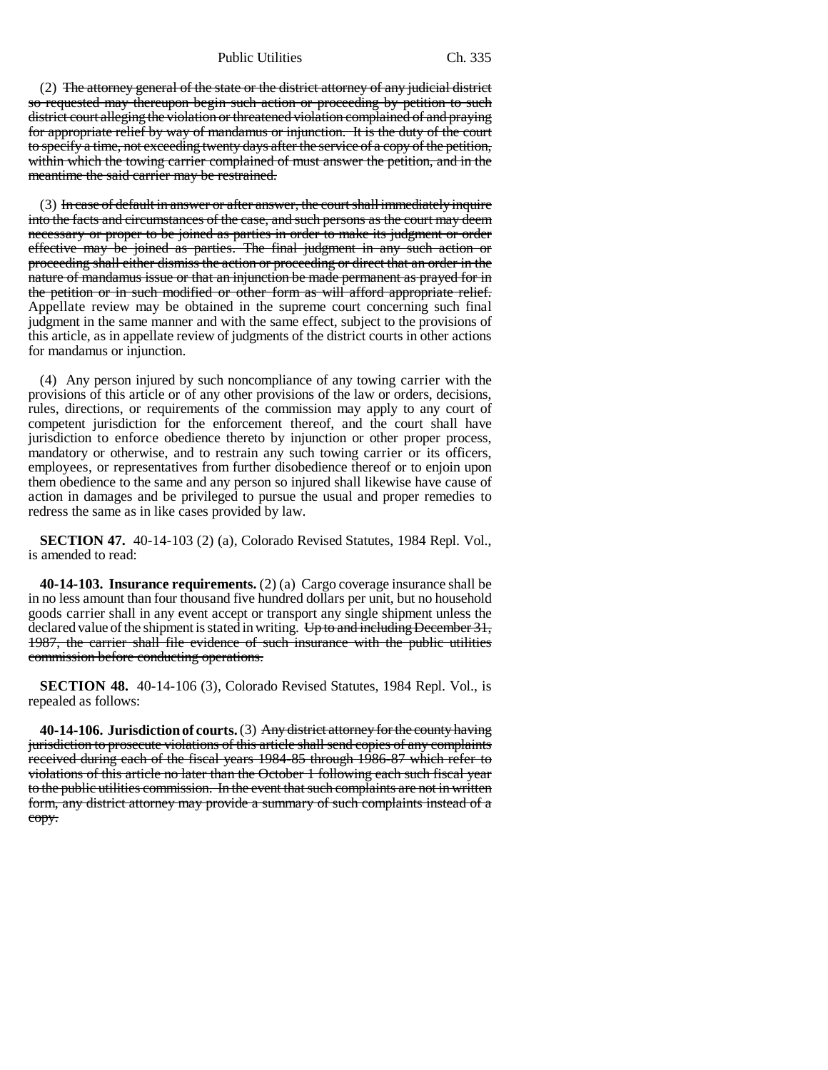(2) ~~The attorney general of the state or the district attorney of any judicial district so requested may thereupon begin such action or proceeding by petition to such district court alleging the violation or threatened violation complained of and praying for appropriate relief by way of mandamus or injunction. It is the duty of the court to specify a time, not exceeding twenty days after the service of a copy of the petition, within which the towing carrier complained of must answer the petition, and in the meantime the said carrier may be restrained.~~

(3) ~~In case of default in answer or after answer, the court shall immediately inquire into the facts and circumstances of the case, and such persons as the court may deem necessary or proper to be joined as parties in order to make its judgment or order effective may be joined as parties. The final judgment in any such action or proceeding shall either dismiss the action or proceeding or direct that an order in the nature of mandamus issue or that an injunction be made permanent as prayed for in the petition or in such modified or other form as will afford appropriate relief.~~ Appellate review may be obtained in the supreme court concerning such final judgment in the same manner and with the same effect, subject to the provisions of this article, as in appellate review of judgments of the district courts in other actions for mandamus or injunction.

(4) Any person injured by such noncompliance of any towing carrier with the provisions of this article or of any other provisions of the law or orders, decisions, rules, directions, or requirements of the commission may apply to any court of competent jurisdiction for the enforcement thereof, and the court shall have jurisdiction to enforce obedience thereto by injunction or other proper process, mandatory or otherwise, and to restrain any such towing carrier or its officers, employees, or representatives from further disobedience thereof or to enjoin upon them obedience to the same and any person so injured shall likewise have cause of action in damages and be privileged to pursue the usual and proper remedies to redress the same as in like cases provided by law.

**SECTION 47.** 40-14-103 (2) (a), Colorado Revised Statutes, 1984 Repl. Vol., is amended to read:

**40-14-103. Insurance requirements.** (2) (a) Cargo coverage insurance shall be in no less amount than four thousand five hundred dollars per unit, but no household goods carrier shall in any event accept or transport any single shipment unless the declared value of the shipment is stated in writing. ~~Up to and including December 31, 1987, the carrier shall file evidence of such insurance with the public utilities commission before conducting operations.~~

**SECTION 48.** 40-14-106 (3), Colorado Revised Statutes, 1984 Repl. Vol., is repealed as follows:

**40-14-106. Jurisdiction of courts.** (3) ~~Any district attorney for the county having jurisdiction to prosecute violations of this article shall send copies of any complaints received during each of the fiscal years 1984-85 through 1986-87 which refer to violations of this article no later than the October 1 following each such fiscal year to the public utilities commission. In the event that such complaints are not in written form, any district attorney may provide a summary of such complaints instead of a copy.~~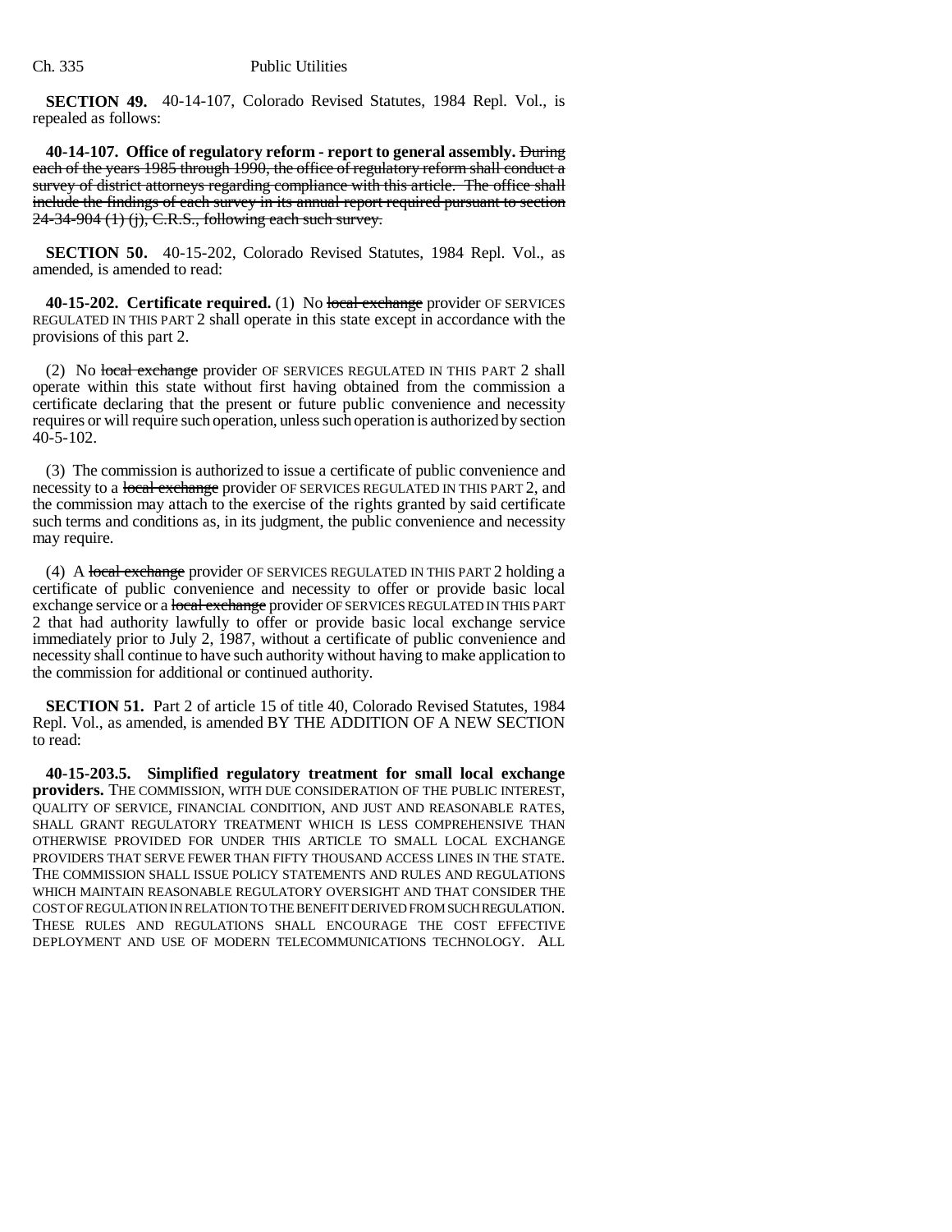**SECTION 49.** 40-14-107, Colorado Revised Statutes, 1984 Repl. Vol., is repealed as follows:

**40-14-107. Office of regulatory reform - report to general assembly.** ~~During each of the years 1985 through 1990, the office of regulatory reform shall conduct a survey of district attorneys regarding compliance with this article. The office shall include the findings of each survey in its annual report required pursuant to section 24-34-904 (1) (j), C.R.S., following each such survey.~~

**SECTION 50.** 40-15-202, Colorado Revised Statutes, 1984 Repl. Vol., as amended, is amended to read:

**40-15-202. Certificate required.** (1) No ~~local exchange~~ provider OF SERVICES REGULATED IN THIS PART 2 shall operate in this state except in accordance with the provisions of this part 2.

(2) No ~~local exchange~~ provider OF SERVICES REGULATED IN THIS PART 2 shall operate within this state without first having obtained from the commission a certificate declaring that the present or future public convenience and necessity requires or will require such operation, unless such operation is authorized by section 40-5-102.

(3) The commission is authorized to issue a certificate of public convenience and necessity to a ~~local exchange~~ provider OF SERVICES REGULATED IN THIS PART 2, and the commission may attach to the exercise of the rights granted by said certificate such terms and conditions as, in its judgment, the public convenience and necessity may require.

(4) A ~~local exchange~~ provider OF SERVICES REGULATED IN THIS PART 2 holding a certificate of public convenience and necessity to offer or provide basic local exchange service or a ~~local exchange~~ provider OF SERVICES REGULATED IN THIS PART 2 that had authority lawfully to offer or provide basic local exchange service immediately prior to July 2, 1987, without a certificate of public convenience and necessity shall continue to have such authority without having to make application to the commission for additional or continued authority.

**SECTION 51.** Part 2 of article 15 of title 40, Colorado Revised Statutes, 1984 Repl. Vol., as amended, is amended BY THE ADDITION OF A NEW SECTION to read:

**40-15-203.5. Simplified regulatory treatment for small local exchange providers.** THE COMMISSION, WITH DUE CONSIDERATION OF THE PUBLIC INTEREST, QUALITY OF SERVICE, FINANCIAL CONDITION, AND JUST AND REASONABLE RATES, SHALL GRANT REGULATORY TREATMENT WHICH IS LESS COMPREHENSIVE THAN OTHERWISE PROVIDED FOR UNDER THIS ARTICLE TO SMALL LOCAL EXCHANGE PROVIDERS THAT SERVE FEWER THAN FIFTY THOUSAND ACCESS LINES IN THE STATE. THE COMMISSION SHALL ISSUE POLICY STATEMENTS AND RULES AND REGULATIONS WHICH MAINTAIN REASONABLE REGULATORY OVERSIGHT AND THAT CONSIDER THE COST OF REGULATION IN RELATION TO THE BENEFIT DERIVED FROM SUCH REGULATION. THESE RULES AND REGULATIONS SHALL ENCOURAGE THE COST EFFECTIVE DEPLOYMENT AND USE OF MODERN TELECOMMUNICATIONS TECHNOLOGY. ALL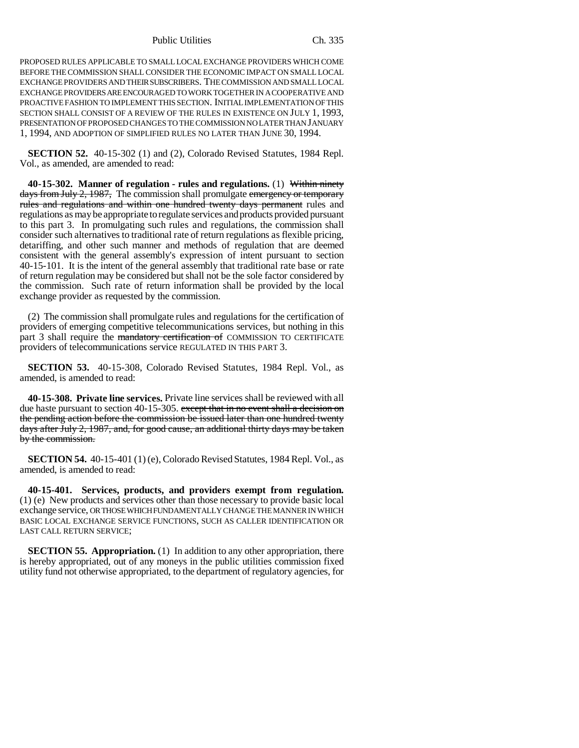PROPOSED RULES APPLICABLE TO SMALL LOCAL EXCHANGE PROVIDERS WHICH COME BEFORE THE COMMISSION SHALL CONSIDER THE ECONOMIC IMPACT ON SMALL LOCAL EXCHANGE PROVIDERS AND THEIR SUBSCRIBERS. THE COMMISSION AND SMALL LOCAL EXCHANGE PROVIDERS ARE ENCOURAGED TO WORK TOGETHER IN A COOPERATIVE AND PROACTIVE FASHION TO IMPLEMENT THIS SECTION. INITIAL IMPLEMENTATION OF THIS SECTION SHALL CONSIST OF A REVIEW OF THE RULES IN EXISTENCE ON JULY 1, 1993, PRESENTATION OF PROPOSED CHANGES TO THE COMMISSION NO LATER THAN JANUARY 1, 1994, AND ADOPTION OF SIMPLIFIED RULES NO LATER THAN JUNE 30, 1994.

**SECTION 52.** 40-15-302 (1) and (2), Colorado Revised Statutes, 1984 Repl. Vol., as amended, are amended to read:

**40-15-302. Manner of regulation - rules and regulations.** (1) ~~Within ninety days from July 2, 1987,~~ The commission shall promulgate ~~emergency or temporary rules and regulations and within one hundred twenty days permanent~~ rules and regulations as may be appropriate to regulate services and products provided pursuant to this part 3. In promulgating such rules and regulations, the commission shall consider such alternatives to traditional rate of return regulations as flexible pricing, detariffing, and other such manner and methods of regulation that are deemed consistent with the general assembly's expression of intent pursuant to section 40-15-101. It is the intent of the general assembly that traditional rate base or rate of return regulation may be considered but shall not be the sole factor considered by the commission. Such rate of return information shall be provided by the local exchange provider as requested by the commission.

(2) The commission shall promulgate rules and regulations for the certification of providers of emerging competitive telecommunications services, but nothing in this part 3 shall require the ~~mandatory certification of~~ COMMISSION TO CERTIFICATE providers of telecommunications service REGULATED IN THIS PART 3.

**SECTION 53.** 40-15-308, Colorado Revised Statutes, 1984 Repl. Vol., as amended, is amended to read:

**40-15-308. Private line services.** Private line services shall be reviewed with all due haste pursuant to section 40-15-305. ~~except that in no event shall a decision on the pending action before the commission be issued later than one hundred twenty days after July 2, 1987, and, for good cause, an additional thirty days may be taken by the commission.~~

**SECTION 54.** 40-15-401 (1) (e), Colorado Revised Statutes, 1984 Repl. Vol., as amended, is amended to read:

**40-15-401. Services, products, and providers exempt from regulation.** (1) (e) New products and services other than those necessary to provide basic local exchange service, OR THOSE WHICH FUNDAMENTALLY CHANGE THE MANNER IN WHICH BASIC LOCAL EXCHANGE SERVICE FUNCTIONS, SUCH AS CALLER IDENTIFICATION OR LAST CALL RETURN SERVICE;

**SECTION 55. Appropriation.** (1) In addition to any other appropriation, there is hereby appropriated, out of any moneys in the public utilities commission fixed utility fund not otherwise appropriated, to the department of regulatory agencies, for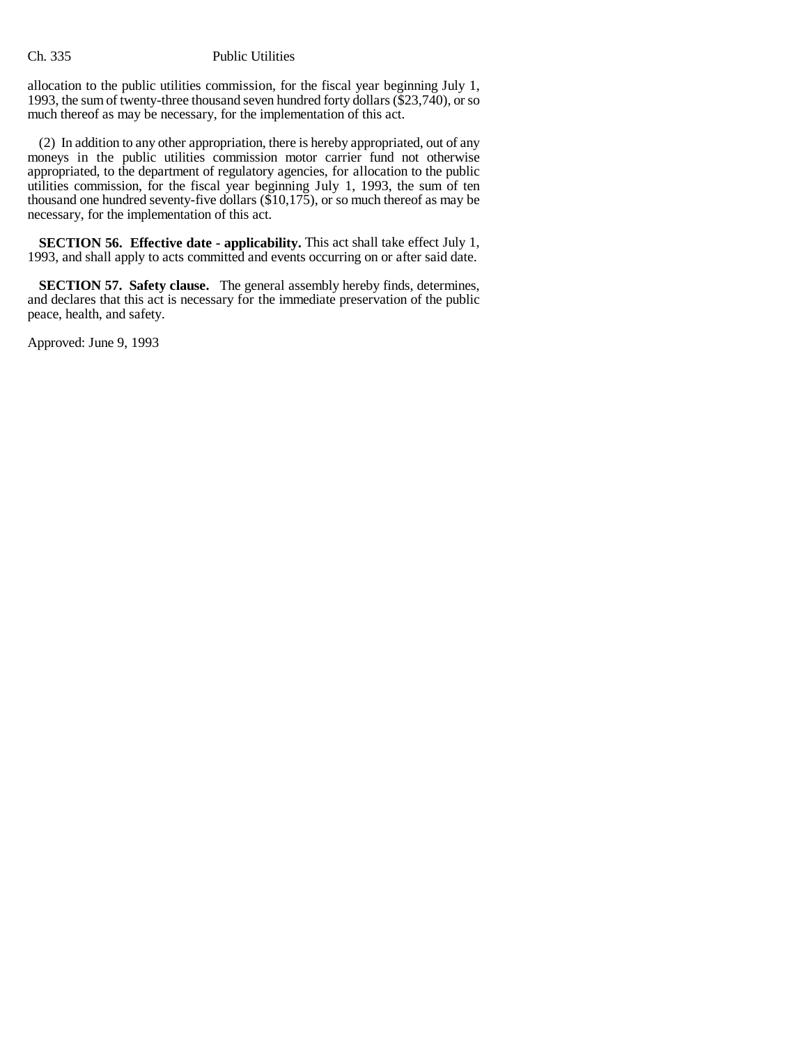allocation to the public utilities commission, for the fiscal year beginning July 1, 1993, the sum of twenty-three thousand seven hundred forty dollars ($23,740), or so much thereof as may be necessary, for the implementation of this act.

(2) In addition to any other appropriation, there is hereby appropriated, out of any moneys in the public utilities commission motor carrier fund not otherwise appropriated, to the department of regulatory agencies, for allocation to the public utilities commission, for the fiscal year beginning July 1, 1993, the sum of ten thousand one hundred seventy-five dollars ($10,175), or so much thereof as may be necessary, for the implementation of this act.

**SECTION 56. Effective date - applicability.** This act shall take effect July 1, 1993, and shall apply to acts committed and events occurring on or after said date.

**SECTION 57. Safety clause.** The general assembly hereby finds, determines, and declares that this act is necessary for the immediate preservation of the public peace, health, and safety.

Approved: June 9, 1993